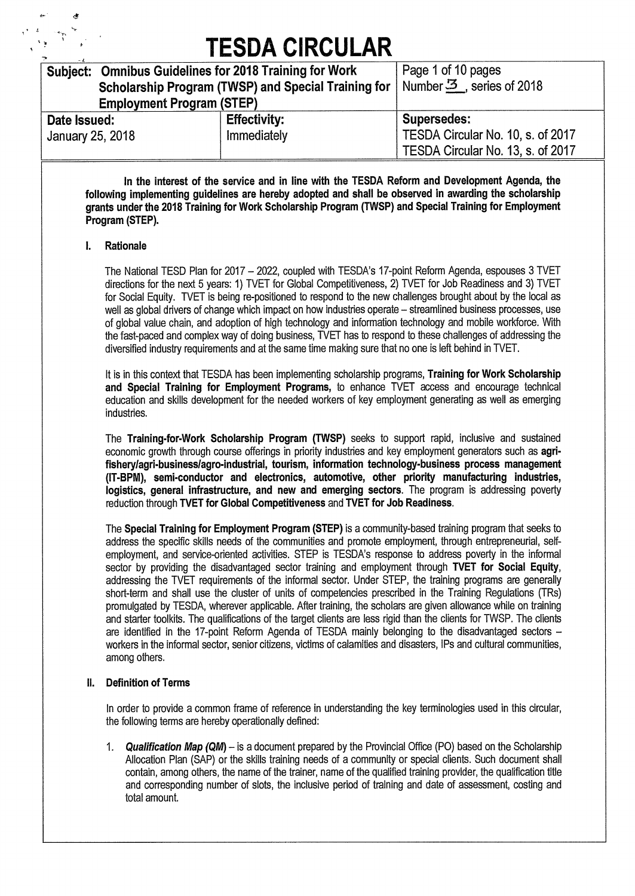# TESDA CIRCULAR

| Subject: Omnibus Guidelines for 2018 Training for Work Scholarship Program (TWSP) and Special Training for Employment Program (STEP) | | Number 3, series of 2018 |
|---|---|---|
| **Date Issued:** January 25, 2018 | **Effectivity:** Immediately | **Supersedes:** TESDA Circular No. 10, s. of 2017; TESDA Circular No. 13, s. of 2017 |

**In the interest of the service and in line with the TESDA Reform and Development Agenda, the following implementing guidelines are hereby adopted and shall be observed in awarding the scholarship grants under the 2018 Training for Work Scholarship Program (TWSP) and Special Training for Employment Program (STEP).**

## I. Rationale

The National TESD Plan for 2017 – 2022, coupled with TESDA's 17-point Reform Agenda, espouses 3 TVET directions for the next 5 years: 1) TVET for Global Competitiveness, 2) TVET for Job Readiness and 3) TVET for Social Equity. TVET is being re-positioned to respond to the new challenges brought about by the local as well as global drivers of change which impact on how industries operate – streamlined business processes, use of global value chain, and adoption of high technology and information technology and mobile workforce. With the fast-paced and complex way of doing business, TVET has to respond to these challenges of addressing the diversified industry requirements and at the same time making sure that no one is left behind in TVET.

It is in this context that TESDA has been implementing scholarship programs, **Training for Work Scholarship and Special Training for Employment Programs,** to enhance TVET access and encourage technical education and skills development for the needed workers of key employment generating as well as emerging industries.

The **Training-for-Work Scholarship Program (TWSP)** seeks to support rapid, inclusive and sustained economic growth through course offerings in priority industries and key employment generators such as **agri-fishery/agri-business/agro-industrial, tourism, information technology-business process management (IT-BPM), semi-conductor and electronics, automotive, other priority manufacturing industries, logistics, general infrastructure, and new and emerging sectors**. The program is addressing poverty reduction through **TVET for Global Competitiveness** and **TVET for Job Readiness**.

The **Special Training for Employment Program (STEP)** is a community-based training program that seeks to address the specific skills needs of the communities and promote employment, through entrepreneurial, self-employment, and service-oriented activities. STEP is TESDA's response to address poverty in the informal sector by providing the disadvantaged sector training and employment through **TVET for Social Equity**, addressing the TVET requirements of the informal sector. Under STEP, the training programs are generally short-term and shall use the cluster of units of competencies prescribed in the Training Regulations (TRs) promulgated by TESDA, wherever applicable. After training, the scholars are given allowance while on training and starter toolkits. The qualifications of the target clients are less rigid than the clients for TWSP. The clients are identified in the 17-point Reform Agenda of TESDA mainly belonging to the disadvantaged sectors – workers in the informal sector, senior citizens, victims of calamities and disasters, IPs and cultural communities, among others.

## II. Definition of Terms

In order to provide a common frame of reference in understanding the key terminologies used in this circular, the following terms are hereby operationally defined:

1. ***Qualification Map (QM)*** – is a document prepared by the Provincial Office (PO) based on the Scholarship Allocation Plan (SAP) or the skills training needs of a community or special clients. Such document shall contain, among others, the name of the trainer, name of the qualified training provider, the qualification title and corresponding number of slots, the inclusive period of training and date of assessment, costing and total amount.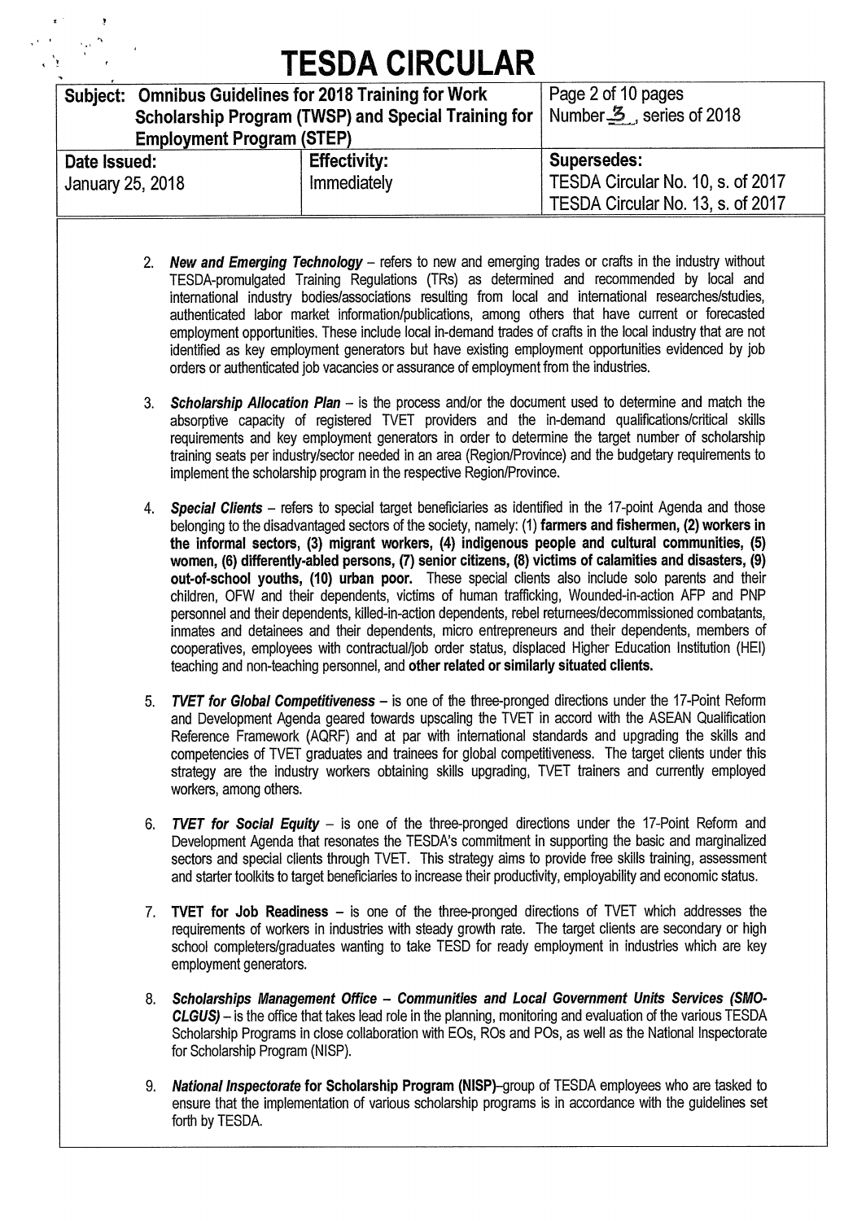2. ***New and Emerging Technology*** – refers to new and emerging trades or crafts in the industry without TESDA-promulgated Training Regulations (TRs) as determined and recommended by local and international industry bodies/associations resulting from local and international researches/studies, authenticated labor market information/publications, among others that have current or forecasted employment opportunities. These include local in-demand trades of crafts in the local industry that are not identified as key employment generators but have existing employment opportunities evidenced by job orders or authenticated job vacancies or assurance of employment from the industries.

3. ***Scholarship Allocation Plan*** – is the process and/or the document used to determine and match the absorptive capacity of registered TVET providers and the in-demand qualifications/critical skills requirements and key employment generators in order to determine the target number of scholarship training seats per industry/sector needed in an area (Region/Province) and the budgetary requirements to implement the scholarship program in the respective Region/Province.

4. ***Special Clients*** – refers to special target beneficiaries as identified in the 17-point Agenda and those belonging to the disadvantaged sectors of the society, namely: (1) **farmers and fishermen, (2) workers in the informal sectors, (3) migrant workers, (4) indigenous people and cultural communities, (5) women, (6) differently-abled persons, (7) senior citizens, (8) victims of calamities and disasters, (9) out-of-school youths, (10) urban poor.** These special clients also include solo parents and their children, OFW and their dependents, victims of human trafficking, Wounded-in-action AFP and PNP personnel and their dependents, killed-in-action dependents, rebel returnees/decommissioned combatants, inmates and detainees and their dependents, micro entrepreneurs and their dependents, members of cooperatives, employees with contractual/job order status, displaced Higher Education Institution (HEI) teaching and non-teaching personnel, and **other related or similarly situated clients.**

5. ***TVET for Global Competitiveness*** – is one of the three-pronged directions under the 17-Point Reform and Development Agenda geared towards upscaling the TVET in accord with the ASEAN Qualification Reference Framework (AQRF) and at par with international standards and upgrading the skills and competencies of TVET graduates and trainees for global competitiveness. The target clients under this strategy are the industry workers obtaining skills upgrading, TVET trainers and currently employed workers, among others.

6. ***TVET for Social Equity*** – is one of the three-pronged directions under the 17-Point Reform and Development Agenda that resonates the TESDA's commitment in supporting the basic and marginalized sectors and special clients through TVET. This strategy aims to provide free skills training, assessment and starter toolkits to target beneficiaries to increase their productivity, employability and economic status.

7. **TVET for Job Readiness** – is one of the three-pronged directions of TVET which addresses the requirements of workers in industries with steady growth rate. The target clients are secondary or high school completers/graduates wanting to take TESD for ready employment in industries which are key employment generators.

8. ***Scholarships Management Office – Communities and Local Government Units Services (SMO-CLGUS)*** – is the office that takes lead role in the planning, monitoring and evaluation of the various TESDA Scholarship Programs in close collaboration with EOs, ROs and POs, as well as the National Inspectorate for Scholarship Program (NISP).

9. ***National Inspectorate* for Scholarship Program (NISP)**–group of TESDA employees who are tasked to ensure that the implementation of various scholarship programs is in accordance with the guidelines set forth by TESDA.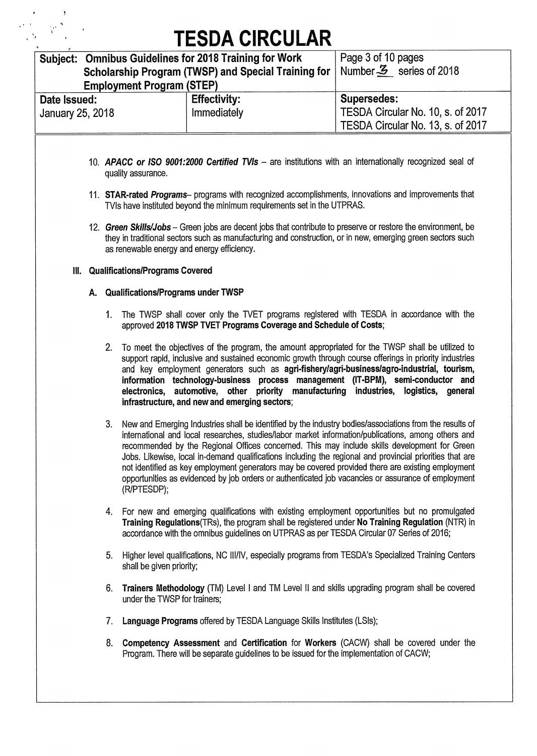10. ***APACC or ISO 9001:2000 Certified TVIs*** – are institutions with an internationally recognized seal of quality assurance.

11. **STAR-rated *Programs***– programs with recognized accomplishments, innovations and improvements that TVIs have instituted beyond the minimum requirements set in the UTPRAS.

12. ***Green Skills/Jobs*** – Green jobs are decent jobs that contribute to preserve or restore the environment, be they in traditional sectors such as manufacturing and construction, or in new, emerging green sectors such as renewable energy and energy efficiency.

## III. Qualifications/Programs Covered

### A. Qualifications/Programs under TWSP

1. The TWSP shall cover only the TVET programs registered with TESDA in accordance with the approved **2018 TWSP TVET Programs Coverage and Schedule of Costs**;

2. To meet the objectives of the program, the amount appropriated for the TWSP shall be utilized to support rapid, inclusive and sustained economic growth through course offerings in priority industries and key employment generators such as **agri-fishery/agri-business/agro-industrial, tourism, information technology-business process management (IT-BPM), semi-conductor and electronics, automotive, other priority manufacturing industries, logistics, general infrastructure, and new and emerging sectors**;

3. New and Emerging Industries shall be identified by the industry bodies/associations from the results of international and local researches, studies/labor market information/publications, among others and recommended by the Regional Offices concerned. This may include skills development for Green Jobs. Likewise, local in-demand qualifications including the regional and provincial priorities that are not identified as key employment generators may be covered provided there are existing employment opportunities as evidenced by job orders or authenticated job vacancies or assurance of employment (R/PTESDP);

4. For new and emerging qualifications with existing employment opportunities but no promulgated **Training Regulations**(TRs), the program shall be registered under **No Training Regulation** (NTR) in accordance with the omnibus guidelines on UTPRAS as per TESDA Circular 07 Series of 2016;

5. Higher level qualifications, NC III/IV, especially programs from TESDA's Specialized Training Centers shall be given priority;

6. **Trainers Methodology** (TM) Level I and TM Level II and skills upgrading program shall be covered under the TWSP for trainers;

7. **Language Programs** offered by TESDA Language Skills Institutes (LSIs);

8. **Competency Assessment** and **Certification** for **Workers** (CACW) shall be covered under the Program. There will be separate guidelines to be issued for the implementation of CACW;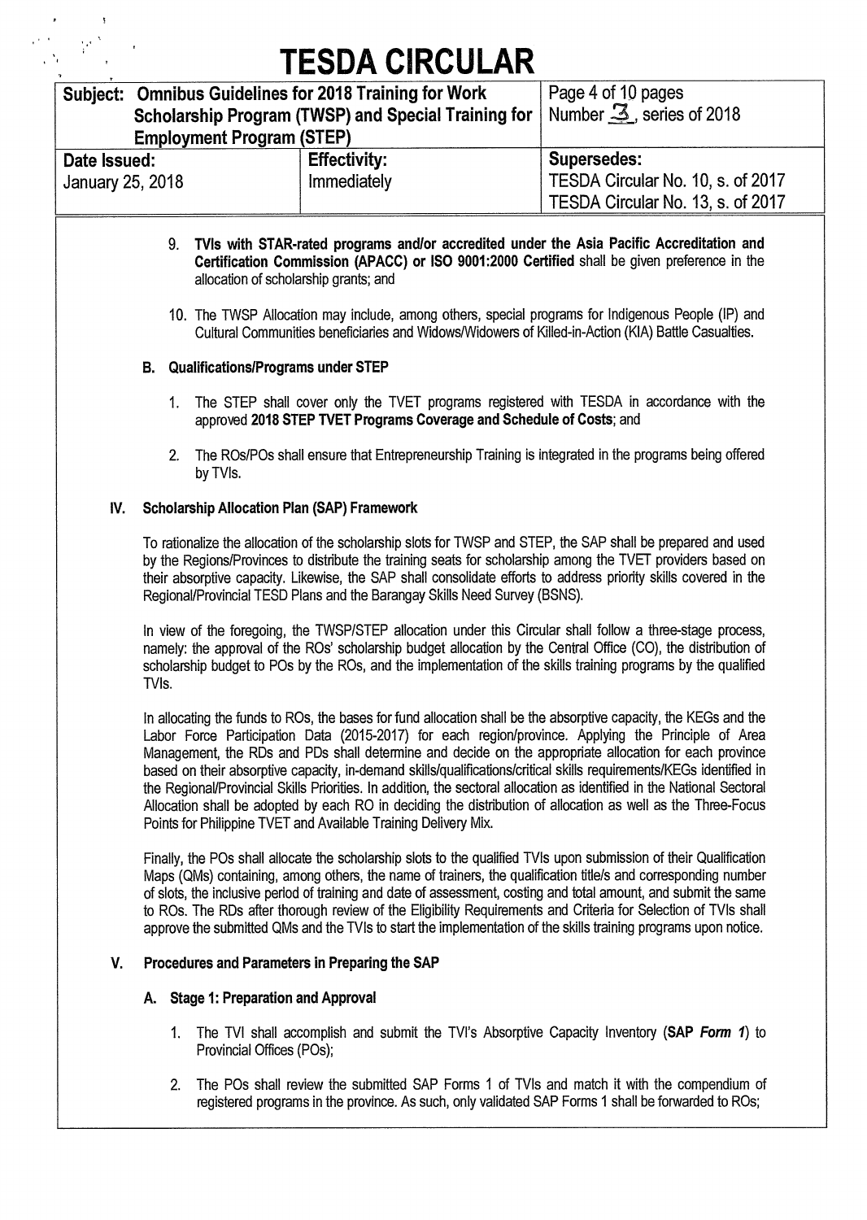9. **TVIs with STAR-rated programs and/or accredited under the Asia Pacific Accreditation and Certification Commission (APACC) or ISO 9001:2000 Certified** shall be given preference in the allocation of scholarship grants; and

10. The TWSP Allocation may include, among others, special programs for Indigenous People (IP) and Cultural Communities beneficiaries and Widows/Widowers of Killed-in-Action (KIA) Battle Casualties.

### B. Qualifications/Programs under STEP

1. The STEP shall cover only the TVET programs registered with TESDA in accordance with the approved **2018 STEP TVET Programs Coverage and Schedule of Costs**; and

2. The ROs/POs shall ensure that Entrepreneurship Training is integrated in the programs being offered by TVIs.

## IV. Scholarship Allocation Plan (SAP) Framework

To rationalize the allocation of the scholarship slots for TWSP and STEP, the SAP shall be prepared and used by the Regions/Provinces to distribute the training seats for scholarship among the TVET providers based on their absorptive capacity. Likewise, the SAP shall consolidate efforts to address priority skills covered in the Regional/Provincial TESD Plans and the Barangay Skills Need Survey (BSNS).

In view of the foregoing, the TWSP/STEP allocation under this Circular shall follow a three-stage process, namely: the approval of the ROs' scholarship budget allocation by the Central Office (CO), the distribution of scholarship budget to POs by the ROs, and the implementation of the skills training programs by the qualified TVIs.

In allocating the funds to ROs, the bases for fund allocation shall be the absorptive capacity, the KEGs and the Labor Force Participation Data (2015-2017) for each region/province. Applying the Principle of Area Management, the RDs and PDs shall determine and decide on the appropriate allocation for each province based on their absorptive capacity, in-demand skills/qualifications/critical skills requirements/KEGs identified in the Regional/Provincial Skills Priorities. In addition, the sectoral allocation as identified in the National Sectoral Allocation shall be adopted by each RO in deciding the distribution of allocation as well as the Three-Focus Points for Philippine TVET and Available Training Delivery Mix.

Finally, the POs shall allocate the scholarship slots to the qualified TVIs upon submission of their Qualification Maps (QMs) containing, among others, the name of trainers, the qualification title/s and corresponding number of slots, the inclusive period of training and date of assessment, costing and total amount, and submit the same to ROs. The RDs after thorough review of the Eligibility Requirements and Criteria for Selection of TVIs shall approve the submitted QMs and the TVIs to start the implementation of the skills training programs upon notice.

## V. Procedures and Parameters in Preparing the SAP

### A. Stage 1: Preparation and Approval

1. The TVI shall accomplish and submit the TVI's Absorptive Capacity Inventory (**SAP *Form 1***) to Provincial Offices (POs);

2. The POs shall review the submitted SAP Forms 1 of TVIs and match it with the compendium of registered programs in the province. As such, only validated SAP Forms 1 shall be forwarded to ROs;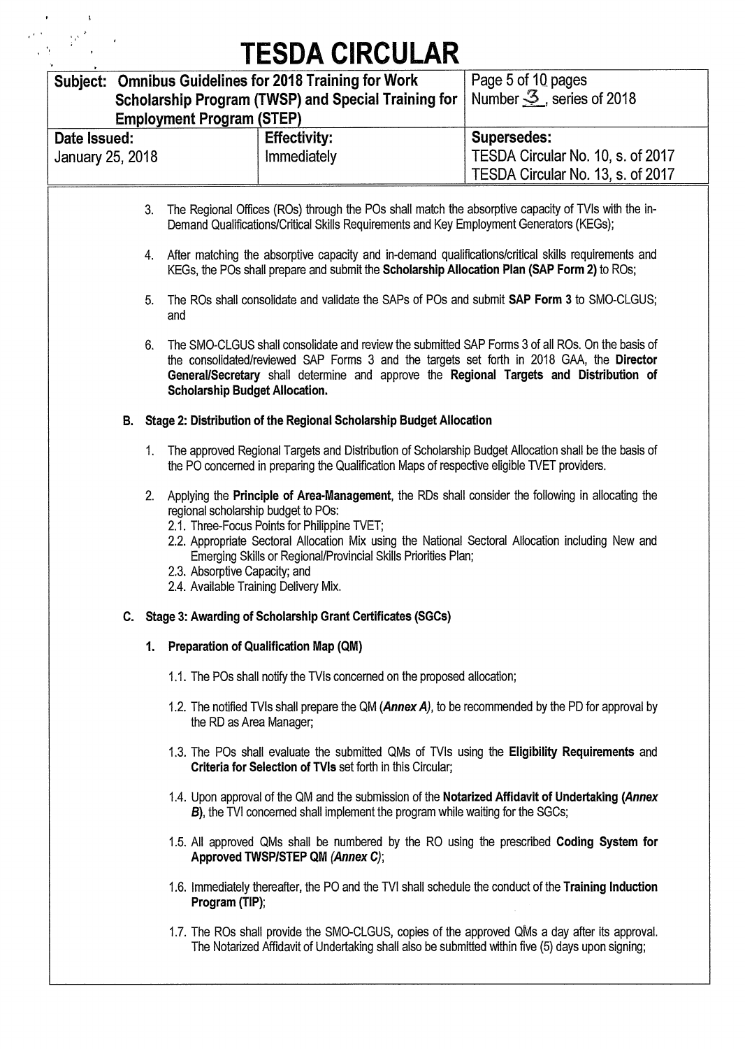3. The Regional Offices (ROs) through the POs shall match the absorptive capacity of TVIs with the in-Demand Qualifications/Critical Skills Requirements and Key Employment Generators (KEGs);

4. After matching the absorptive capacity and in-demand qualifications/critical skills requirements and KEGs, the POs shall prepare and submit the **Scholarship Allocation Plan (SAP Form 2)** to ROs;

5. The ROs shall consolidate and validate the SAPs of POs and submit **SAP Form 3** to SMO-CLGUS; and

6. The SMO-CLGUS shall consolidate and review the submitted SAP Forms 3 of all ROs. On the basis of the consolidated/reviewed SAP Forms 3 and the targets set forth in 2018 GAA, the **Director General/Secretary** shall determine and approve the **Regional Targets and Distribution of Scholarship Budget Allocation.**

**B. Stage 2: Distribution of the Regional Scholarship Budget Allocation**

1. The approved Regional Targets and Distribution of Scholarship Budget Allocation shall be the basis of the PO concerned in preparing the Qualification Maps of respective eligible TVET providers.

2. Applying the **Principle of Area-Management**, the RDs shall consider the following in allocating the regional scholarship budget to POs:
   - 2.1. Three-Focus Points for Philippine TVET;
   - 2.2. Appropriate Sectoral Allocation Mix using the National Sectoral Allocation including New and Emerging Skills or Regional/Provincial Skills Priorities Plan;
   - 2.3. Absorptive Capacity; and
   - 2.4. Available Training Delivery Mix.

**C. Stage 3: Awarding of Scholarship Grant Certificates (SGCs)**

**1. Preparation of Qualification Map (QM)**

1.1. The POs shall notify the TVIs concerned on the proposed allocation;

1.2. The notified TVIs shall prepare the QM (***Annex A***), to be recommended by the PD for approval by the RD as Area Manager;

1.3. The POs shall evaluate the submitted QMs of TVIs using the **Eligibility Requirements** and **Criteria for Selection of TVIs** set forth in this Circular;

1.4. Upon approval of the QM and the submission of the **Notarized Affidavit of Undertaking (*Annex B*)**, the TVI concerned shall implement the program while waiting for the SGCs;

1.5. All approved QMs shall be numbered by the RO using the prescribed **Coding System for Approved TWSP/STEP QM *(Annex C)***;

1.6. Immediately thereafter, the PO and the TVI shall schedule the conduct of the **Training Induction Program (TIP)**;

1.7. The ROs shall provide the SMO-CLGUS, copies of the approved QMs a day after its approval. The Notarized Affidavit of Undertaking shall also be submitted within five (5) days upon signing;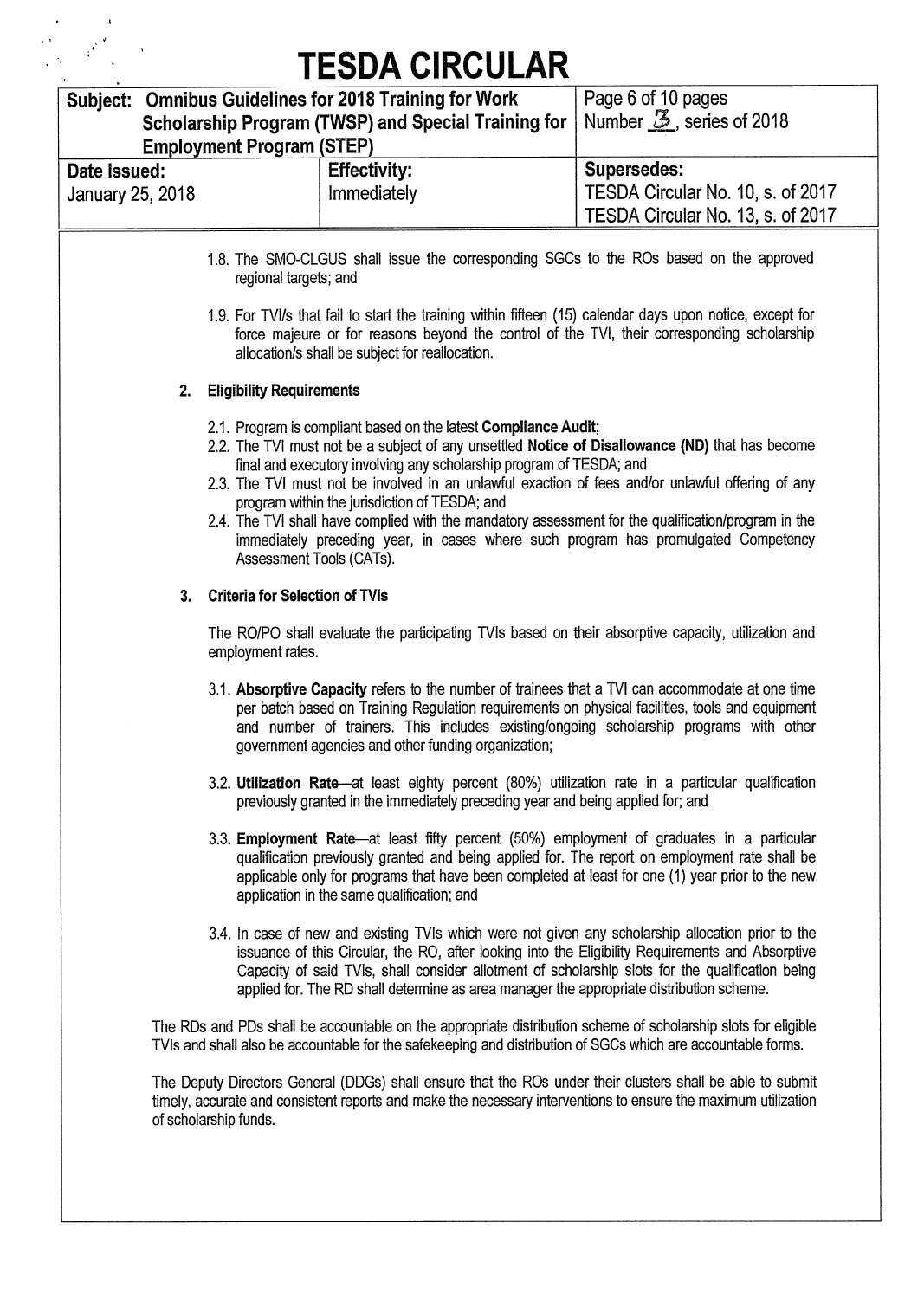1.8. The SMO-CLGUS shall issue the corresponding SGCs to the ROs based on the approved regional targets; and

1.9. For TVI/s that fail to start the training within fifteen (15) calendar days upon notice, except for force majeure or for reasons beyond the control of the TVI, their corresponding scholarship allocation/s shall be subject for reallocation.

**2. Eligibility Requirements**

2.1. Program is compliant based on the latest **Compliance Audit**;

2.2. The TVI must not be a subject of any unsettled **Notice of Disallowance (ND)** that has become final and executory involving any scholarship program of TESDA; and

2.3. The TVI must not be involved in an unlawful exaction of fees and/or unlawful offering of any program within the jurisdiction of TESDA; and

2.4. The TVI shall have complied with the mandatory assessment for the qualification/program in the immediately preceding year, in cases where such program has promulgated Competency Assessment Tools (CATs).

**3. Criteria for Selection of TVIs**

The RO/PO shall evaluate the participating TVIs based on their absorptive capacity, utilization and employment rates.

3.1. **Absorptive Capacity** refers to the number of trainees that a TVI can accommodate at one time per batch based on Training Regulation requirements on physical facilities, tools and equipment and number of trainers. This includes existing/ongoing scholarship programs with other government agencies and other funding organization;

3.2. **Utilization Rate**—at least eighty percent (80%) utilization rate in a particular qualification previously granted in the immediately preceding year and being applied for; and

3.3. **Employment Rate**—at least fifty percent (50%) employment of graduates in a particular qualification previously granted and being applied for. The report on employment rate shall be applicable only for programs that have been completed at least for one (1) year prior to the new application in the same qualification; and

3.4. In case of new and existing TVIs which were not given any scholarship allocation prior to the issuance of this Circular, the RO, after looking into the Eligibility Requirements and Absorptive Capacity of said TVIs, shall consider allotment of scholarship slots for the qualification being applied for. The RD shall determine as area manager the appropriate distribution scheme.

The RDs and PDs shall be accountable on the appropriate distribution scheme of scholarship slots for eligible TVIs and shall also be accountable for the safekeeping and distribution of SGCs which are accountable forms.

The Deputy Directors General (DDGs) shall ensure that the ROs under their clusters shall be able to submit timely, accurate and consistent reports and make the necessary interventions to ensure the maximum utilization of scholarship funds.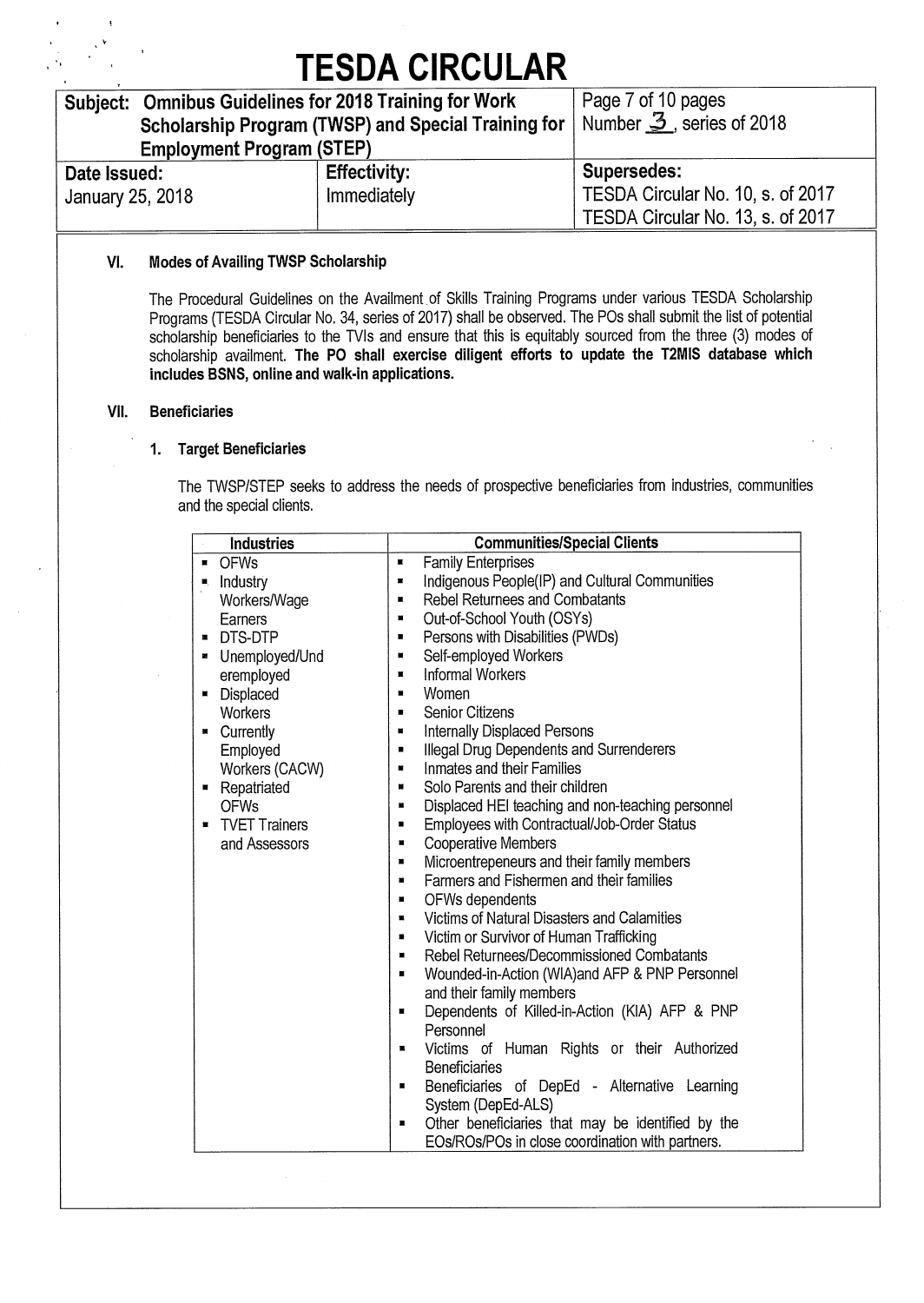# TESDA CIRCULAR

| Subject: Omnibus Guidelines for 2018 Training for Work Scholarship Program (TWSP) and Special Training for Employment Program (STEP) | | Page 7 of 10 pages Number 3, series of 2018 |
|---|---|---|
| **Date Issued:** January 25, 2018 | **Effectivity:** Immediately | **Supersedes:** TESDA Circular No. 10, s. of 2017 TESDA Circular No. 13, s. of 2017 |

## VI. Modes of Availing TWSP Scholarship

The Procedural Guidelines on the Availment of Skills Training Programs under various TESDA Scholarship Programs (TESDA Circular No. 34, series of 2017) shall be observed. The POs shall submit the list of potential scholarship beneficiaries to the TVIs and ensure that this is equitably sourced from the three (3) modes of scholarship availment. **The PO shall exercise diligent efforts to update the T2MIS database which includes BSNS, online and walk-in applications.**

## VII. Beneficiaries

### 1. Target Beneficiaries

The TWSP/STEP seeks to address the needs of prospective beneficiaries from industries, communities and the special clients.

| Industries | Communities/Special Clients |
|---|---|
| ▪ OFWs<br>▪ Industry Workers/Wage Earners<br>▪ DTS-DTP<br>▪ Unemployed/Underemployed<br>▪ Displaced Workers<br>▪ Currently Employed Workers (CACW)<br>▪ Repatriated OFWs<br>▪ TVET Trainers and Assessors | ▪ Family Enterprises<br>▪ Indigenous People(IP) and Cultural Communities<br>▪ Rebel Returnees and Combatants<br>▪ Out-of-School Youth (OSYs)<br>▪ Persons with Disabilities (PWDs)<br>▪ Self-employed Workers<br>▪ Informal Workers<br>▪ Women<br>▪ Senior Citizens<br>▪ Internally Displaced Persons<br>▪ Illegal Drug Dependents and Surrenderers<br>▪ Inmates and their Families<br>▪ Solo Parents and their children<br>▪ Displaced HEI teaching and non-teaching personnel<br>▪ Employees with Contractual/Job-Order Status<br>▪ Cooperative Members<br>▪ Microentrepeneurs and their family members<br>▪ Farmers and Fishermen and their families<br>▪ OFWs dependents<br>▪ Victims of Natural Disasters and Calamities<br>▪ Victim or Survivor of Human Trafficking<br>▪ Rebel Returnees/Decommissioned Combatants<br>▪ Wounded-in-Action (WIA)and AFP & PNP Personnel and their family members<br>▪ Dependents of Killed-in-Action (KIA) AFP & PNP Personnel<br>▪ Victims of Human Rights or their Authorized Beneficiaries<br>▪ Beneficiaries of DepEd - Alternative Learning System (DepEd-ALS)<br>▪ Other beneficiaries that may be identified by the EOs/ROs/POs in close coordination with partners. |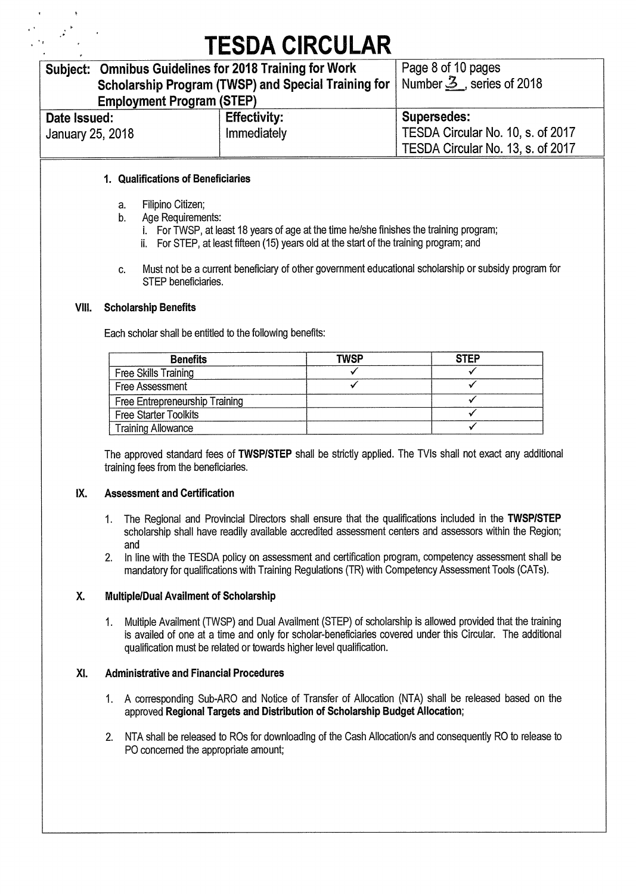#### 1. Qualifications of Beneficiaries

a. Filipino Citizen;
b. Age Requirements:
   i. For TWSP, at least 18 years of age at the time he/she finishes the training program;
   ii. For STEP, at least fifteen (15) years old at the start of the training program; and

c. Must not be a current beneficiary of other government educational scholarship or subsidy program for STEP beneficiaries.

### VIII. Scholarship Benefits

Each scholar shall be entitled to the following benefits:

| Benefits | TWSP | STEP |
|---|---|---|
| Free Skills Training | ✓ | ✓ |
| Free Assessment | ✓ | ✓ |
| Free Entrepreneurship Training | | ✓ |
| Free Starter Toolkits | | ✓ |
| Training Allowance | | ✓ |

The approved standard fees of **TWSP/STEP** shall be strictly applied. The TVIs shall not exact any additional training fees from the beneficiaries.

### IX. Assessment and Certification

1. The Regional and Provincial Directors shall ensure that the qualifications included in the **TWSP/STEP** scholarship shall have readily available accredited assessment centers and assessors within the Region; and
2. In line with the TESDA policy on assessment and certification program, competency assessment shall be mandatory for qualifications with Training Regulations (TR) with Competency Assessment Tools (CATs).

### X. Multiple/Dual Availment of Scholarship

1. Multiple Availment (TWSP) and Dual Availment (STEP) of scholarship is allowed provided that the training is availed of one at a time and only for scholar-beneficiaries covered under this Circular. The additional qualification must be related or towards higher level qualification.

### XI. Administrative and Financial Procedures

1. A corresponding Sub-ARO and Notice of Transfer of Allocation (NTA) shall be released based on the approved **Regional Targets and Distribution of Scholarship Budget Allocation**;

2. NTA shall be released to ROs for downloading of the Cash Allocation/s and consequently RO to release to PO concerned the appropriate amount;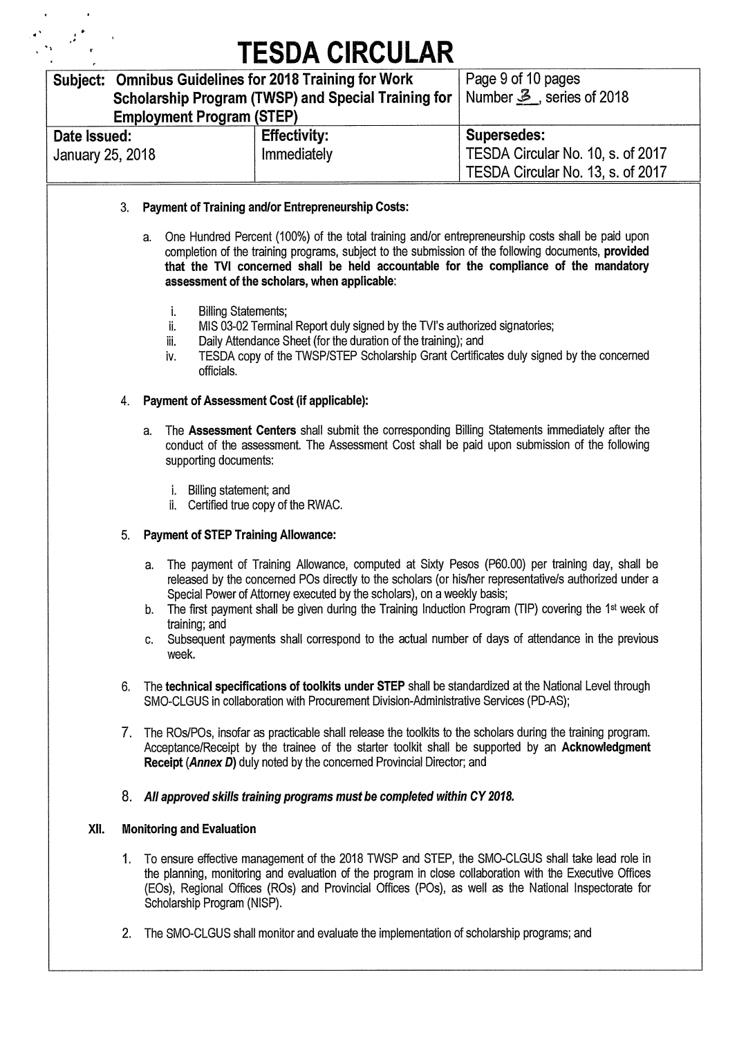3. **Payment of Training and/or Entrepreneurship Costs:**

   a. One Hundred Percent (100%) of the total training and/or entrepreneurship costs shall be paid upon completion of the training programs, subject to the submission of the following documents, **provided that the TVI concerned shall be held accountable for the compliance of the mandatory assessment of the scholars, when applicable**:

      i. Billing Statements;
      ii. MIS 03-02 Terminal Report duly signed by the TVI's authorized signatories;
      iii. Daily Attendance Sheet (for the duration of the training); and
      iv. TESDA copy of the TWSP/STEP Scholarship Grant Certificates duly signed by the concerned officials.

4. **Payment of Assessment Cost (if applicable):**

   a. The **Assessment Centers** shall submit the corresponding Billing Statements immediately after the conduct of the assessment. The Assessment Cost shall be paid upon submission of the following supporting documents:

      i. Billing statement; and
      ii. Certified true copy of the RWAC.

5. **Payment of STEP Training Allowance:**

   a. The payment of Training Allowance, computed at Sixty Pesos (P60.00) per training day, shall be released by the concerned POs directly to the scholars (or his/her representative/s authorized under a Special Power of Attorney executed by the scholars), on a weekly basis;
   b. The first payment shall be given during the Training Induction Program (TIP) covering the 1st week of training; and
   c. Subsequent payments shall correspond to the actual number of days of attendance in the previous week.

6. The **technical specifications of toolkits under STEP** shall be standardized at the National Level through SMO-CLGUS in collaboration with Procurement Division-Administrative Services (PD-AS);

7. The ROs/POs, insofar as practicable shall release the toolkits to the scholars during the training program. Acceptance/Receipt by the trainee of the starter toolkit shall be supported by an **Acknowledgment Receipt** (***Annex D***) duly noted by the concerned Provincial Director; and

8. ***All approved skills training programs must be completed within CY 2018.***

**XII. Monitoring and Evaluation**

1. To ensure effective management of the 2018 TWSP and STEP, the SMO-CLGUS shall take lead role in the planning, monitoring and evaluation of the program in close collaboration with the Executive Offices (EOs), Regional Offices (ROs) and Provincial Offices (POs), as well as the National Inspectorate for Scholarship Program (NISP).

2. The SMO-CLGUS shall monitor and evaluate the implementation of scholarship programs; and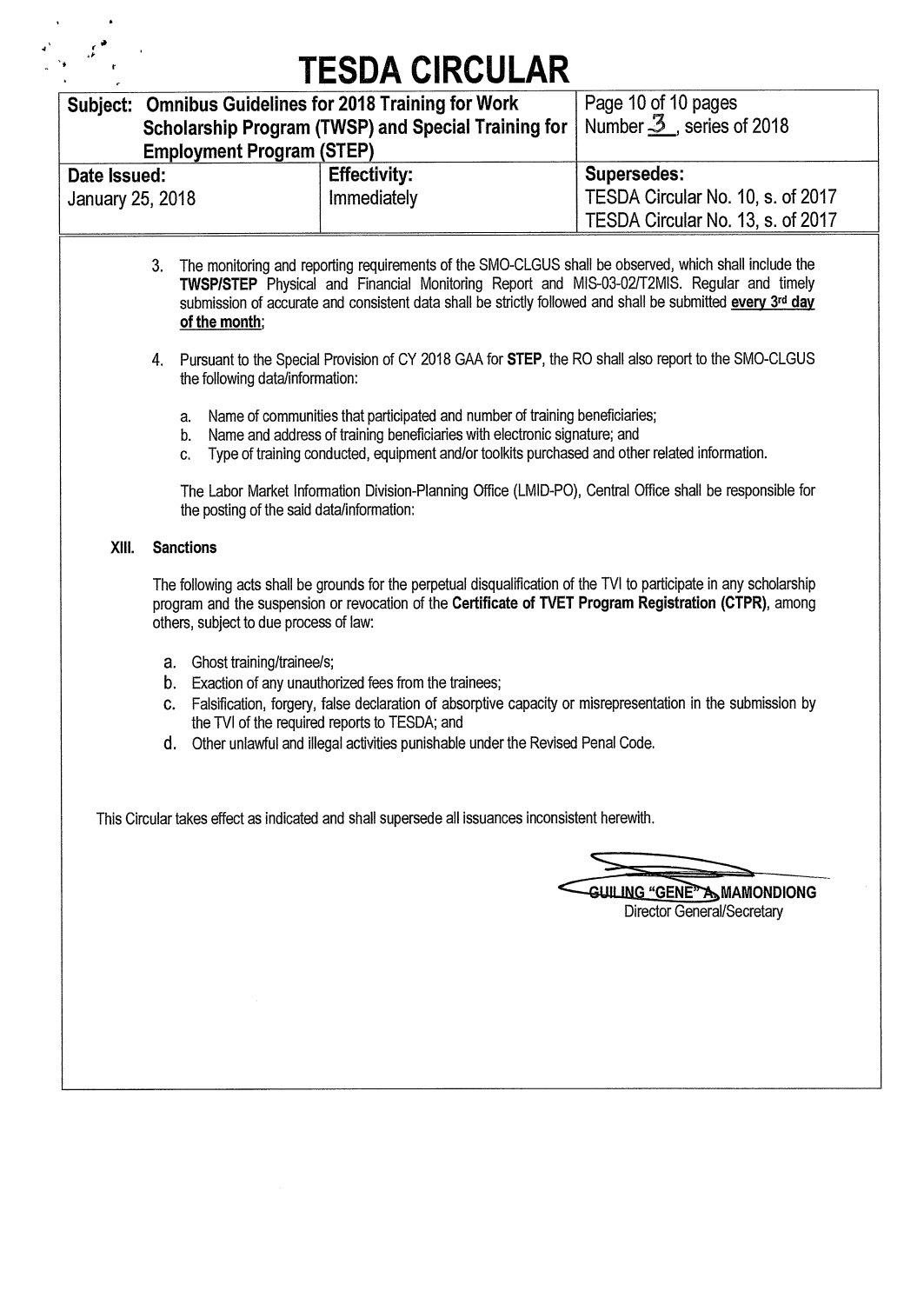3. The monitoring and reporting requirements of the SMO-CLGUS shall be observed, which shall include the **TWSP/STEP** Physical and Financial Monitoring Report and MIS-03-02/T2MIS. Regular and timely submission of accurate and consistent data shall be strictly followed and shall be submitted **every 3rd day of the month**;

4. Pursuant to the Special Provision of CY 2018 GAA for **STEP**, the RO shall also report to the SMO-CLGUS the following data/information:

   a. Name of communities that participated and number of training beneficiaries;
   b. Name and address of training beneficiaries with electronic signature; and
   c. Type of training conducted, equipment and/or toolkits purchased and other related information.

   The Labor Market Information Division-Planning Office (LMID-PO), Central Office shall be responsible for the posting of the said data/information:

## XIII. Sanctions

The following acts shall be grounds for the perpetual disqualification of the TVI to participate in any scholarship program and the suspension or revocation of the **Certificate of TVET Program Registration (CTPR)**, among others, subject to due process of law:

a. Ghost training/trainee/s;
b. Exaction of any unauthorized fees from the trainees;
c. Falsification, forgery, false declaration of absorptive capacity or misrepresentation in the submission by the TVI of the required reports to TESDA; and
d. Other unlawful and illegal activities punishable under the Revised Penal Code.

This Circular takes effect as indicated and shall supersede all issuances inconsistent herewith.

**GUILING "GENE" A. MAMONDIONG**
Director General/Secretary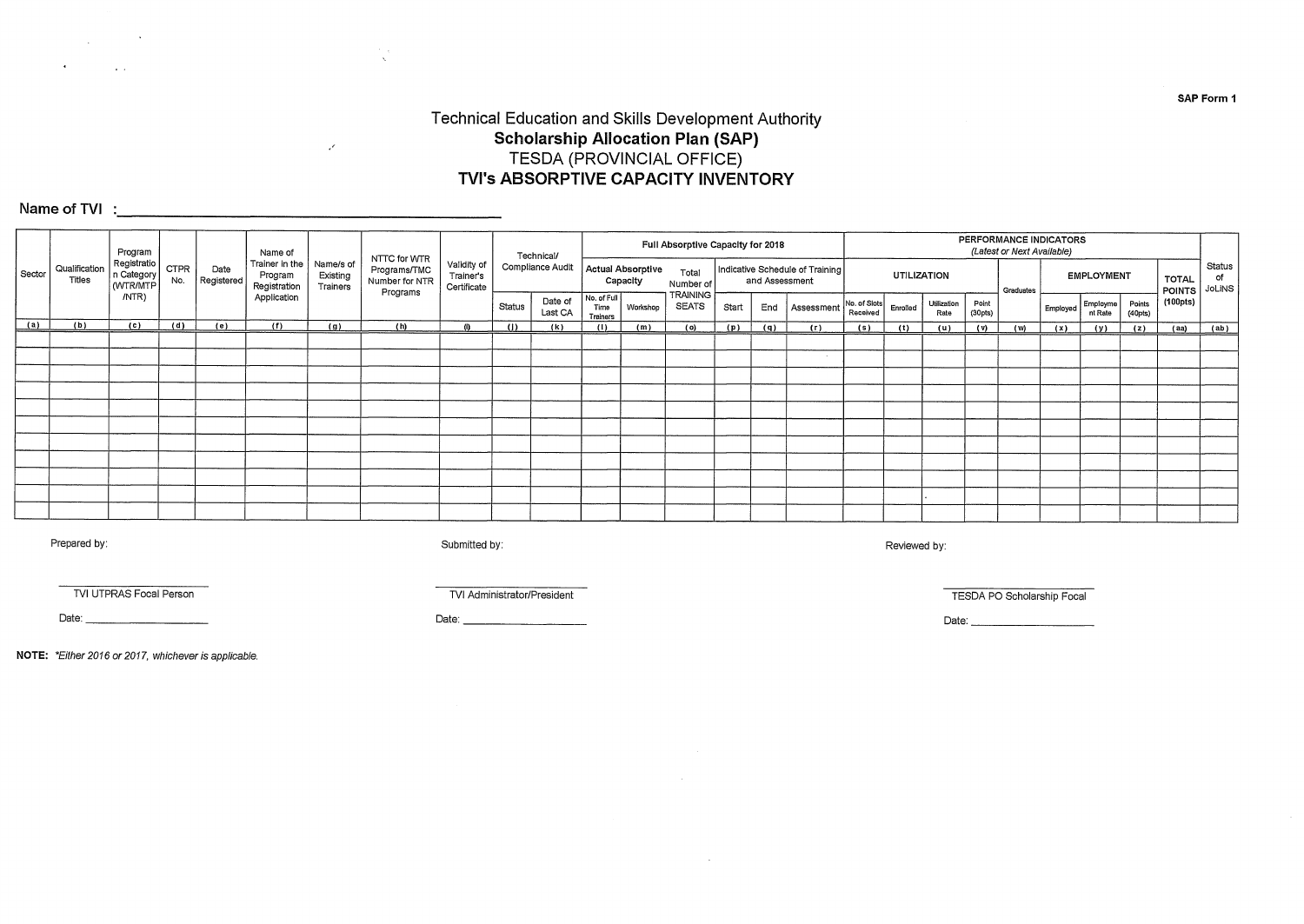SAP Form 1

# Technical Education and Skills Development Authority
## Scholarship Allocation Plan (SAP)
TESDA (PROVINCIAL OFFICE)
## TVI's ABSORPTIVE CAPACITY INVENTORY

**Name of TVI :** ______________________________

| Sector | Qualification Titles | Program Registration Category (WTR/MTP/NTR) | CTPR No. | Date Registered | Name of Trainer in the Program Registration Application | Name/s of Existing Trainers | NTTC for WTR Programs/TMC Number for NTR Programs | Validity of Trainer's Certificate | Technical/ Compliance Audit | | Full Absorptive Capacity for 2018 | | | | | | PERFORMANCE INDICATORS (Latest or Next Available) | | | | | | | | | Status of JoLINS |
|---|---|---|---|---|---|---|---|---|---|---|---|---|---|---|---|---|---|---|---|---|---|---|---|---|---|---|
| | | | | | | | | | | | Actual Absorptive Capacity | | Total Number of TRAINING SEATS | Indicative Schedule of Training and Assessment | | | UTILIZATION | | | | Graduates | EMPLOYMENT | | | TOTAL POINTS (100pts) | |
| | | | | | | | | | Status | Date of Last CA | No. of Full Time Trainers | Workshop | | Start | End | Assessment | No. of Slots Received | Enrolled | Utilization Rate | Point (30pts) | | Employed | Employment Rate | Points (40pts) | | |
| (a) | (b) | (c) | (d) | (e) | (f) | (g) | (h) | (i) | (j) | (k) | (l) | (m) | (o) | (p) | (q) | (r) | (s) | (t) | (u) | (v) | (w) | (x) | (y) | (z) | (aa) | (ab) |
| | | | | | | | | | | | | | | | | | | | | | | | | | | |
| | | | | | | | | | | | | | | | | | | | | | | | | | | |
| | | | | | | | | | | | | | | | | | | | | | | | | | | |
| | | | | | | | | | | | | | | | | | | | | | | | | | | |
| | | | | | | | | | | | | | | | | | | | | | | | | | | |
| | | | | | | | | | | | | | | | | | | | | | | | | | | |
| | | | | | | | | | | | | | | | | | | | | | | | | | | |
| | | | | | | | | | | | | | | | | | | | | | | | | | | |
| | | | | | | | | | | | | | | | | | | | | | | | | | | |
| | | | | | | | | | | | | | | | | | | | | | | | | | | |
| | | | | | | | | | | | | | | | | | | | | | | | | | | |

Prepared by:

______________________
TVI UTPRAS Focal Person

Date: ______________________

Submitted by:

______________________
TVI Administrator/President

Date: ______________________

Reviewed by:

______________________
TESDA PO Scholarship Focal

Date: ______________________

**NOTE:** *\*Either 2016 or 2017, whichever is applicable.*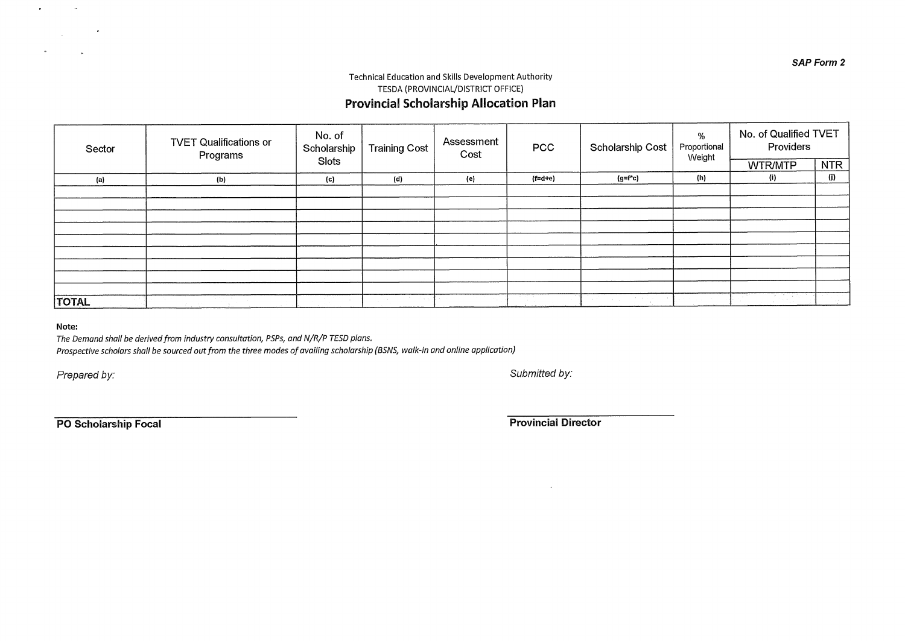*SAP Form 2*

Technical Education and Skills Development Authority
TESDA (PROVINCIAL/DISTRICT OFFICE)

## Provincial Scholarship Allocation Plan

| Sector | TVET Qualifications or Programs | No. of Scholarship Slots | Training Cost | Assessment Cost | PCC | Scholarship Cost | % Proportional Weight | No. of Qualified TVET Providers | |
|---|---|---|---|---|---|---|---|---|---|
| | | | | | | | | WTR/MTP | NTR |
| (a) | (b) | (c) | (d) | (e) | (f=d+e) | (g=f*c) | (h) | (i) | (j) |
| | | | | | | | | | |
| | | | | | | | | | |
| | | | | | | | | | |
| | | | | | | | | | |
| | | | | | | | | | |
| | | | | | | | | | |
| | | | | | | | | | |
| | | | | | | | | | |
| | | | | | | | | | |
| **TOTAL** | | | | | | | | | |

**Note:**

*The Demand shall be derived from industry consultation, PSPs, and N/R/P TESD plans.*

*Prospective scholars shall be sourced out from the three modes of availing scholarship (BSNS, walk-in and online application)*

*Prepared by:*

**PO Scholarship Focal**

*Submitted by:*

**Provincial Director**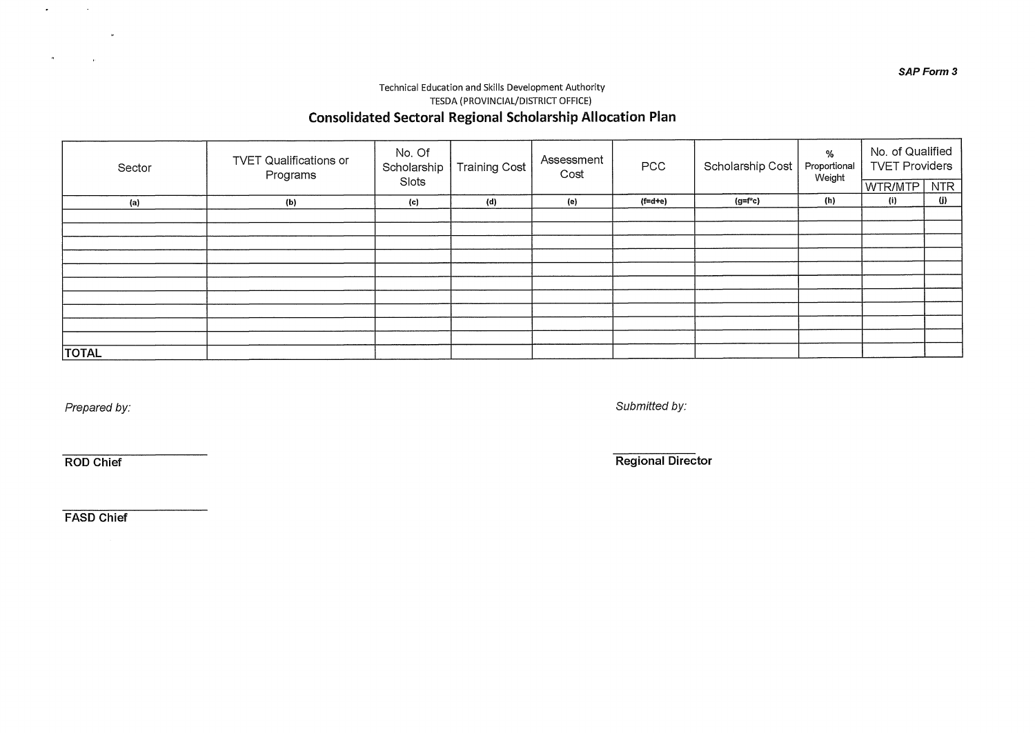*SAP Form 3*

Technical Education and Skills Development Authority

TESDA (PROVINCIAL/DISTRICT OFFICE)

## Consolidated Sectoral Regional Scholarship Allocation Plan

| Sector | TVET Qualifications or Programs | No. Of Scholarship Slots | Training Cost | Assessment Cost | PCC | Scholarship Cost | % Proportional Weight | No. of Qualified TVET Providers | |
|---|---|---|---|---|---|---|---|---|---|
| | | | | | | | | WTR/MTP | NTR |
| (a) | (b) | (c) | (d) | (e) | (f=d+e) | (g=f*c) | (h) | (i) | (j) |
| | | | | | | | | | |
| | | | | | | | | | |
| | | | | | | | | | |
| | | | | | | | | | |
| | | | | | | | | | |
| | | | | | | | | | |
| | | | | | | | | | |
| | | | | | | | | | |
| | | | | | | | | | |
| | | | | | | | | | |
| TOTAL | | | | | | | | | |

*Prepared by:*

**ROD Chief**

**FASD Chief**

*Submitted by:*

**Regional Director**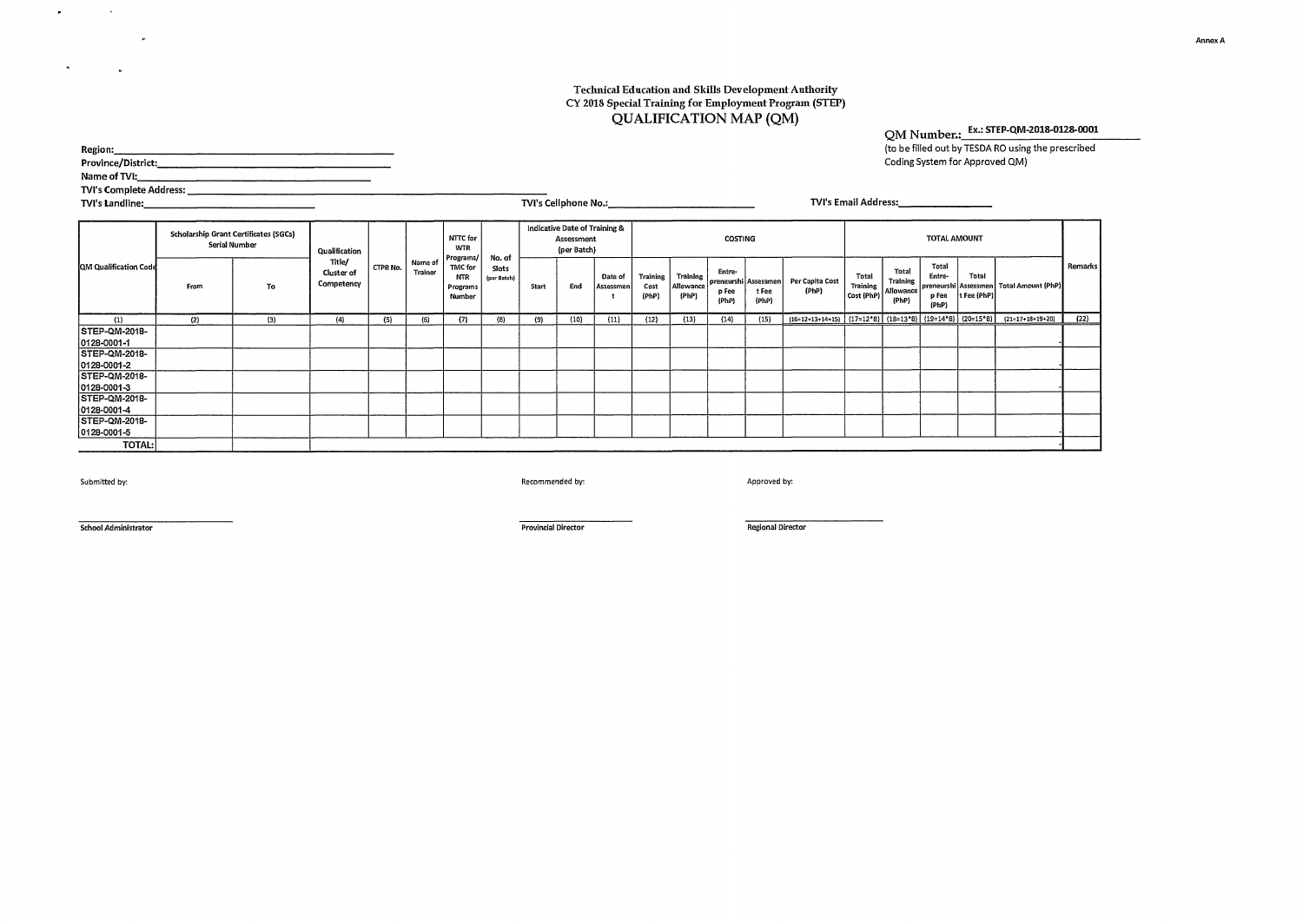Annex A

**Technical Education and Skills Development Authority**
**CY 2018 Special Training for Employment Program (STEP)**
## QUALIFICATION MAP (QM)

QM Number.: Ex.: STEP-QM-2018-0128-0001
(to be filled out by TESDA RO using the prescribed Coding System for Approved QM)

Region:_______________

Province/District:_______________

Name of TVI:_______________

TVI's Complete Address:_______________

TVI's Landline:_______________ TVI's Cellphone No.:_______________ TVI's Email Address:_______________

| QM Qualification Code | Scholarship Grant Certificates (SGCs) Serial Number | | Qualification Title/ Cluster of Competency | CTPR No. | Name of Trainer | NTTC for WTR Programs/ TMC for NTR Programs Number | No. of Slots (per Batch) | Indicative Date of Training & Assessment (per Batch) | | | COSTING | | | | | TOTAL AMOUNT | | | | | Remarks |
|---|---|---|---|---|---|---|---|---|---|---|---|---|---|---|---|---|---|---|---|---|---|
| | From | To | | | | | | Start | End | Date of Assessment | Training Cost (PhP) | Training Allowance (PhP) | Entre-preneurship Fee (PhP) | Assessment Fee (PhP) | Per Capita Cost (PhP) | Total Training Cost (PhP) | Total Training Allowance (PhP) | Total Entre-preneurship Fee (PhP) | Total Assessment Fee (PhP) | Total Amount (PhP) | |
| (1) | (2) | (3) | (4) | (5) | (6) | (7) | (8) | (9) | (10) | (11) | (12) | (13) | (14) | (15) | (16=12+13+14+15) | (17=12*8) | (18=13*8) | (19=14*8) | (20=15*8) | (21=17+18+19+20) | (22) |
| STEP-QM-2018-0128-0001-1 | | | | | | | | | | | | | | | | | | | | - | |
| STEP-QM-2018-0128-0001-2 | | | | | | | | | | | | | | | | | | | | - | |
| STEP-QM-2018-0128-0001-3 | | | | | | | | | | | | | | | | | | | | - | |
| STEP-QM-2018-0128-0001-4 | | | | | | | | | | | | | | | | | | | | - | |
| STEP-QM-2018-0128-0001-5 | | | | | | | | | | | | | | | | | | | | - | |
| TOTAL: | | | | | | | | | | | | | | | | | | | | - | |

Submitted by:

_______________
School Administrator

Recommended by:

_______________
Provincial Director

Approved by:

_______________
Regional Director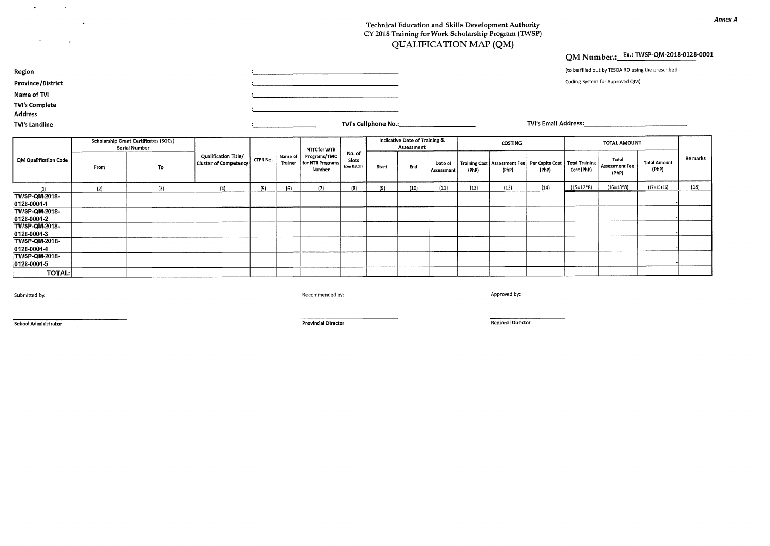*Annex A*

Technical Education and Skills Development Authority
CY 2018 Training for Work Scholarship Program (TWSP)

# QUALIFICATION MAP (QM)

**QM Number.:** Ex.: TWSP-QM-2018-0128-0001

(to be filled out by TESDA RO using the prescribed Coding System for Approved QM)

**Region** : ______________________

**Province/District** : ______________________

**Name of TVI** : ______________________

**TVI's Complete Address** : ______________________

**TVI's Landline** : ____________ **TVI's Cellphone No.:** ____________ **TVI's Email Address:** ____________

| QM Qualification Code | Scholarship Grant Certificates (SGCs) Serial Number | | Qualification Title/ Cluster of Competency | CTPR No. | Name of Trainer | NTTC for WTR Programs/TMC for NTR Programs Number | No. of Slots (per Batch) | Indicative Date of Training & Assessment | | | COSTING | | | TOTAL AMOUNT | | | Remarks |
|---|---|---|---|---|---|---|---|---|---|---|---|---|---|---|---|---|---|
| | From | To | | | | | | Start | End | Date of Assessment | Training Cost (PhP) | Assessment Fee (PhP) | Per Capita Cost (PhP) | Total Training Cost (PhP) | Total Assessment Fee (PhP) | Total Amount (PhP) | |
| (1) | (2) | (3) | (4) | (5) | (6) | (7) | (8) | (9) | (10) | (11) | (12) | (13) | (14) | (15=12*8) | (16=13*8) | (17=15+16) | (18) |
| TWSP-QM-2018-0128-0001-1 | | | | | | | | | | | | | | | | - | |
| TWSP-QM-2018-0128-0001-2 | | | | | | | | | | | | | | | | - | |
| TWSP-QM-2018-0128-0001-3 | | | | | | | | | | | | | | | | - | |
| TWSP-QM-2018-0128-0001-4 | | | | | | | | | | | | | | | | - | |
| TWSP-QM-2018-0128-0001-5 | | | | | | | | | | | | | | | | - | |
| **TOTAL:** | | | | | | | | | | | | | | | | | |

Submitted by:

______________________
**School Administrator**

Recommended by:

______________________
**Provincial Director**

Approved by:

______________________
**Regional Director**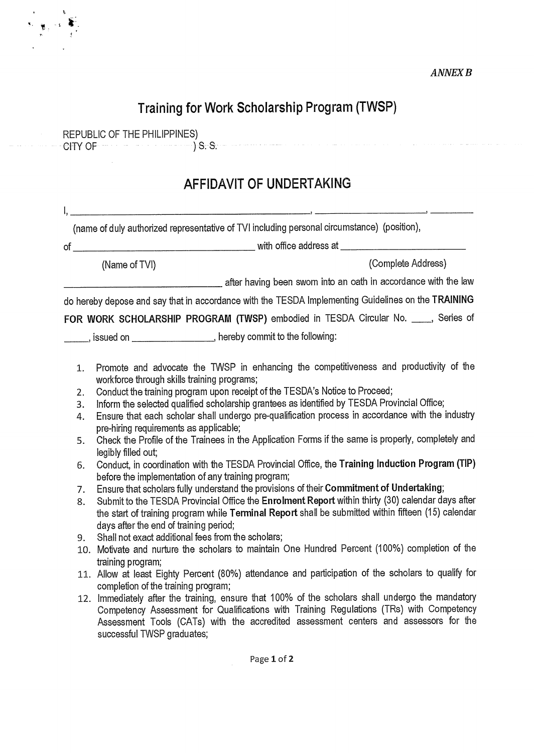*ANNEX B*

# Training for Work Scholarship Program (TWSP)

REPUBLIC OF THE PHILIPPINES)
CITY OF ____________________) S. S.

## AFFIDAVIT OF UNDERTAKING

I, ______________________________________________, ____________________, ________

(name of duly authorized representative of TVI including personal circumstance) (position),

of ___________________________________ with office address at ________________________

(Name of TVI) (Complete Address)

______________________________ after having been sworn into an oath in accordance with the law do hereby depose and say that in accordance with the TESDA Implementing Guidelines on the **TRAINING FOR WORK SCHOLARSHIP PROGRAM (TWSP)** embodied in TESDA Circular No. ____, Series of _____, issued on _______________, hereby commit to the following:

1. Promote and advocate the TWSP in enhancing the competitiveness and productivity of the workforce through skills training programs;
2. Conduct the training program upon receipt of the TESDA's Notice to Proceed;
3. Inform the selected qualified scholarship grantees as identified by TESDA Provincial Office;
4. Ensure that each scholar shall undergo pre-qualification process in accordance with the industry pre-hiring requirements as applicable;
5. Check the Profile of the Trainees in the Application Forms if the same is properly, completely and legibly filled out;
6. Conduct, in coordination with the TESDA Provincial Office, the **Training Induction Program (TIP)** before the implementation of any training program;
7. Ensure that scholars fully understand the provisions of their **Commitment of Undertaking**;
8. Submit to the TESDA Provincial Office the **Enrolment Report** within thirty (30) calendar days after the start of training program while **Terminal Report** shall be submitted within fifteen (15) calendar days after the end of training period;
9. Shall not exact additional fees from the scholars;
10. Motivate and nurture the scholars to maintain One Hundred Percent (100%) completion of the training program;
11. Allow at least Eighty Percent (80%) attendance and participation of the scholars to qualify for completion of the training program;
12. Immediately after the training, ensure that 100% of the scholars shall undergo the mandatory Competency Assessment for Qualifications with Training Regulations (TRs) with Competency Assessment Tools (CATs) with the accredited assessment centers and assessors for the successful TWSP graduates;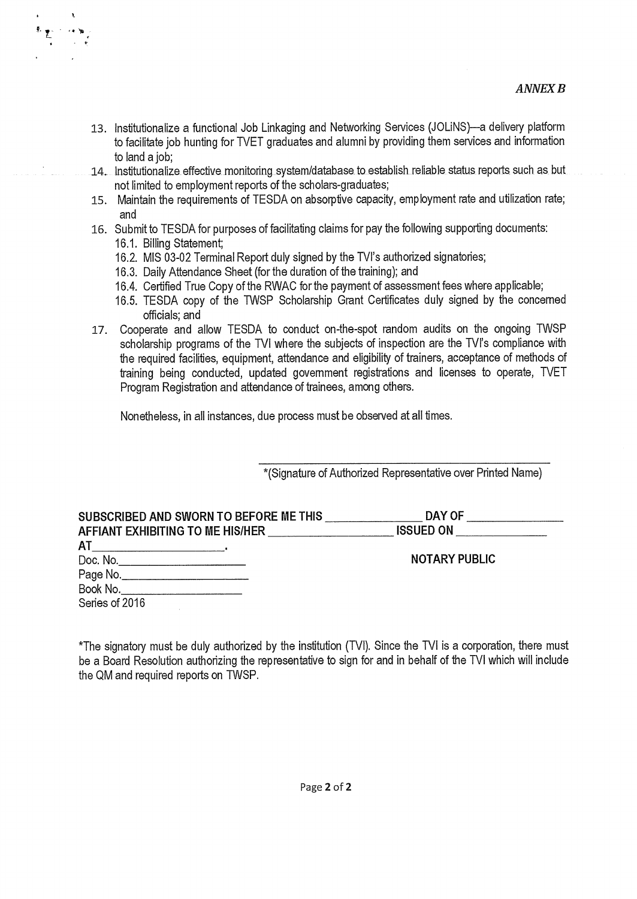*ANNEX B*

13. Institutionalize a functional Job Linkaging and Networking Services (JOLiNS)—a delivery platform to facilitate job hunting for TVET graduates and alumni by providing them services and information to land a job;
14. Institutionalize effective monitoring system/database to establish reliable status reports such as but not limited to employment reports of the scholars-graduates;
15. Maintain the requirements of TESDA on absorptive capacity, employment rate and utilization rate; and
16. Submit to TESDA for purposes of facilitating claims for pay the following supporting documents:
    16.1. Billing Statement;
    16.2. MIS 03-02 Terminal Report duly signed by the TVI's authorized signatories;
    16.3. Daily Attendance Sheet (for the duration of the training); and
    16.4. Certified True Copy of the RWAC for the payment of assessment fees where applicable;
    16.5. TESDA copy of the TWSP Scholarship Grant Certificates duly signed by the concerned officials; and
17. Cooperate and allow TESDA to conduct on-the-spot random audits on the ongoing TWSP scholarship programs of the TVI where the subjects of inspection are the TVI's compliance with the required facilities, equipment, attendance and eligibility of trainers, acceptance of methods of training being conducted, updated government registrations and licenses to operate, TVET Program Registration and attendance of trainees, among others.

Nonetheless, in all instances, due process must be observed at all times.

\_\_\_\_\_\_\_\_\_\_\_\_\_\_\_\_\_\_\_\_\_\_\_\_\_\_\_\_\_\_\_\_\_\_\_\_\_\_
*(Signature of Authorized Representative over Printed Name)

**SUBSCRIBED AND SWORN TO BEFORE ME THIS \_\_\_\_\_\_\_\_\_\_\_\_\_\_\_ DAY OF \_\_\_\_\_\_\_\_\_\_\_\_\_\_\_**
**AFFIANT EXHIBITING TO ME HIS/HER \_\_\_\_\_\_\_\_\_\_\_\_\_\_\_\_\_\_\_ ISSUED ON \_\_\_\_\_\_\_\_\_\_\_\_\_\_**
**AT\_\_\_\_\_\_\_\_\_\_\_\_\_\_\_\_\_\_\_\_\_\_.**

Doc. No.\_\_\_\_\_\_\_\_\_\_\_\_\_\_\_\_\_\_\_\_
Page No.\_\_\_\_\_\_\_\_\_\_\_\_\_\_\_\_\_\_\_\_
Book No.\_\_\_\_\_\_\_\_\_\_\_\_\_\_\_\_\_\_\_\_
Series of 2016

**NOTARY PUBLIC**

*The signatory must be duly authorized by the institution (TVI). Since the TVI is a corporation, there must be a Board Resolution authorizing the representative to sign for and in behalf of the TVI which will include the QM and required reports on TWSP.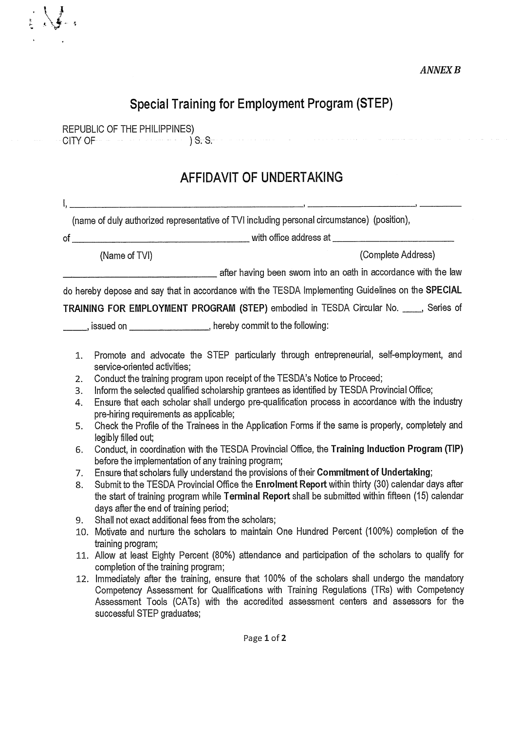*ANNEX B*

# Special Training for Employment Program (STEP)

REPUBLIC OF THE PHILIPPINES)
CITY OF ____________ ) S. S.

## AFFIDAVIT OF UNDERTAKING

I, ________________________________________, ____________________, ________
(name of duly authorized representative of TVI including personal circumstance) (position),

of ________________________________ with office address at ______________________
(Name of TVI) (Complete Address)

______________________________ after having been sworn into an oath in accordance with the law do hereby depose and say that in accordance with the TESDA Implementing Guidelines on the **SPECIAL TRAINING FOR EMPLOYMENT PROGRAM (STEP)** embodied in TESDA Circular No. ____, Series of _____, issued on _______________, hereby commit to the following:

1. Promote and advocate the STEP particularly through entrepreneurial, self-employment, and service-oriented activities;
2. Conduct the training program upon receipt of the TESDA's Notice to Proceed;
3. Inform the selected qualified scholarship grantees as identified by TESDA Provincial Office;
4. Ensure that each scholar shall undergo pre-qualification process in accordance with the industry pre-hiring requirements as applicable;
5. Check the Profile of the Trainees in the Application Forms if the same is properly, completely and legibly filled out;
6. Conduct, in coordination with the TESDA Provincial Office, the **Training Induction Program (TIP)** before the implementation of any training program;
7. Ensure that scholars fully understand the provisions of their **Commitment of Undertaking**;
8. Submit to the TESDA Provincial Office the **Enrolment Report** within thirty (30) calendar days after the start of training program while **Terminal Report** shall be submitted within fifteen (15) calendar days after the end of training period;
9. Shall not exact additional fees from the scholars;
10. Motivate and nurture the scholars to maintain One Hundred Percent (100%) completion of the training program;
11. Allow at least Eighty Percent (80%) attendance and participation of the scholars to qualify for completion of the training program;
12. Immediately after the training, ensure that 100% of the scholars shall undergo the mandatory Competency Assessment for Qualifications with Training Regulations (TRs) with Competency Assessment Tools (CATs) with the accredited assessment centers and assessors for the successful STEP graduates;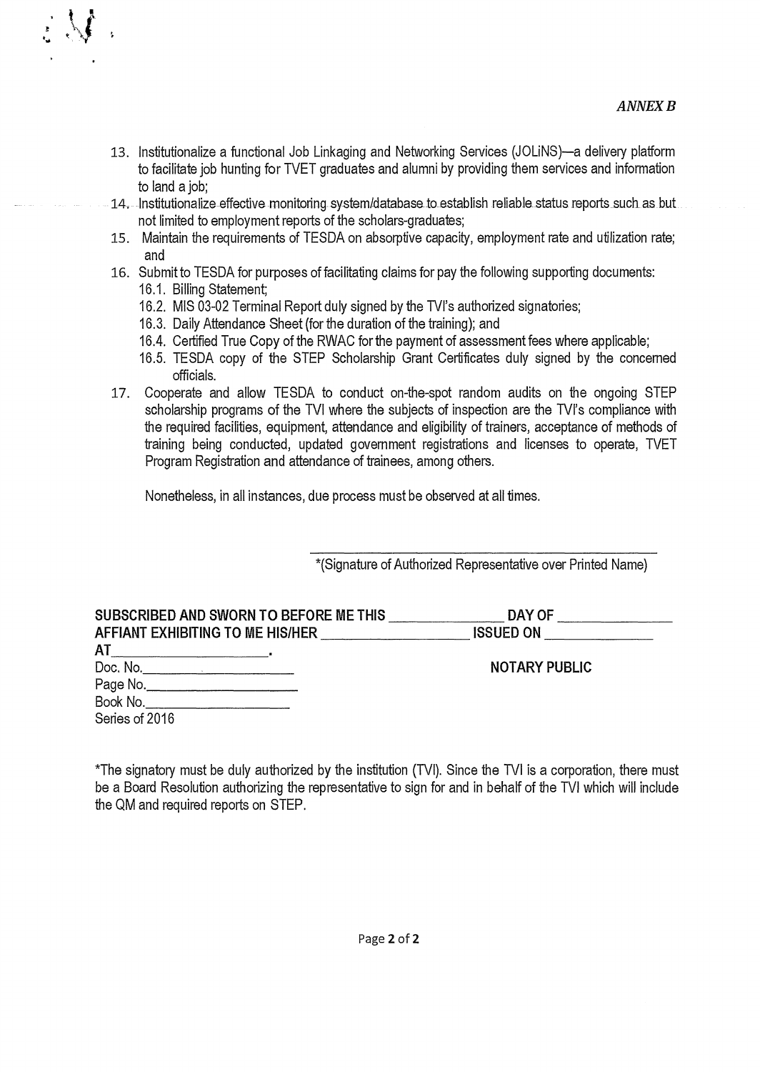*ANNEX B*

13. Institutionalize a functional Job Linkaging and Networking Services (JOLiNS)—a delivery platform to facilitate job hunting for TVET graduates and alumni by providing them services and information to land a job;
14. Institutionalize effective monitoring system/database to establish reliable status reports such as but not limited to employment reports of the scholars-graduates;
15. Maintain the requirements of TESDA on absorptive capacity, employment rate and utilization rate; and
16. Submit to TESDA for purposes of facilitating claims for pay the following supporting documents:
    - 16.1. Billing Statement;
    - 16.2. MIS 03-02 Terminal Report duly signed by the TVI's authorized signatories;
    - 16.3. Daily Attendance Sheet (for the duration of the training); and
    - 16.4. Certified True Copy of the RWAC for the payment of assessment fees where applicable;
    - 16.5. TESDA copy of the STEP Scholarship Grant Certificates duly signed by the concerned officials.
17. Cooperate and allow TESDA to conduct on-the-spot random audits on the ongoing STEP scholarship programs of the TVI where the subjects of inspection are the TVI's compliance with the required facilities, equipment, attendance and eligibility of trainers, acceptance of methods of training being conducted, updated government registrations and licenses to operate, TVET Program Registration and attendance of trainees, among others.

Nonetheless, in all instances, due process must be observed at all times.

\_\_\_\_\_\_\_\_\_\_\_\_\_\_\_\_\_\_\_\_\_\_\_\_\_\_\_\_\_\_\_\_\_\_\_\_\_\_\_\_
*(Signature of Authorized Representative over Printed Name)

**SUBSCRIBED AND SWORN TO BEFORE ME THIS \_\_\_\_\_\_\_\_\_\_\_\_ DAY OF \_\_\_\_\_\_\_\_\_\_\_\_**
**AFFIANT EXHIBITING TO ME HIS/HER \_\_\_\_\_\_\_\_\_\_\_\_\_\_ ISSUED ON \_\_\_\_\_\_\_\_\_\_\_\_**
**AT\_\_\_\_\_\_\_\_\_\_\_\_\_\_\_\_\_\_.**

Doc. No.\_\_\_\_\_\_\_\_\_\_\_\_\_\_\_\_ **NOTARY PUBLIC**
Page No.\_\_\_\_\_\_\_\_\_\_\_\_\_\_\_\_
Book No.\_\_\_\_\_\_\_\_\_\_\_\_\_\_\_\_
Series of 2016

*The signatory must be duly authorized by the institution (TVI). Since the TVI is a corporation, there must be a Board Resolution authorizing the representative to sign for and in behalf of the TVI which will include the QM and required reports on STEP.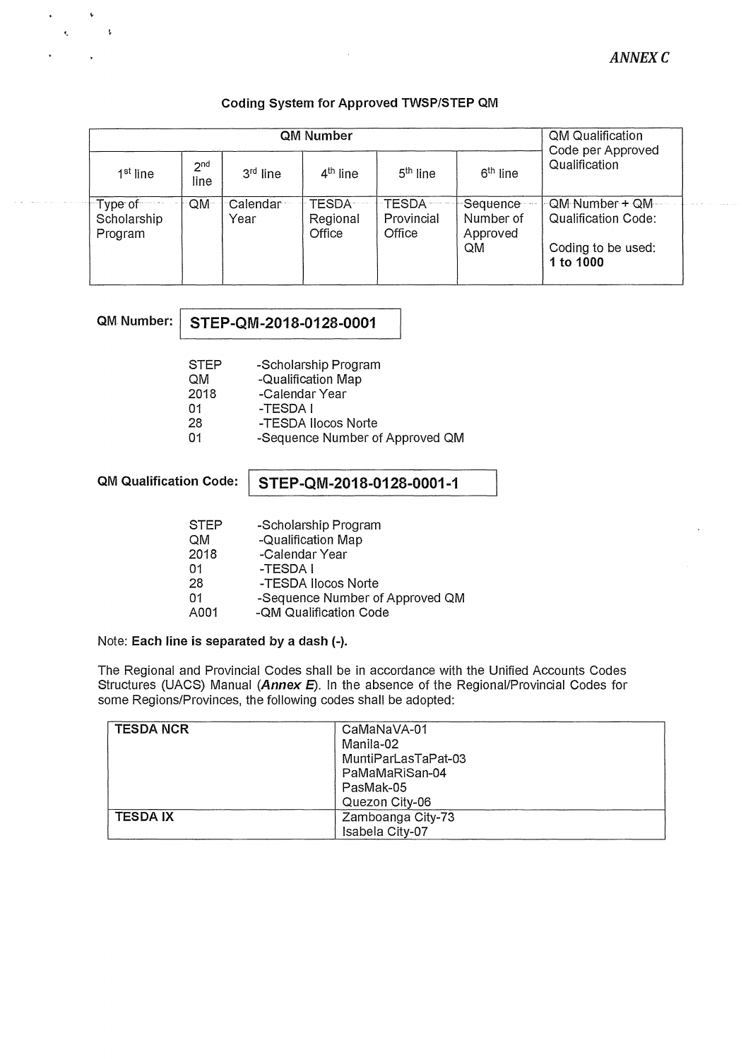*ANNEX C*

**Coding System for Approved TWSP/STEP QM**

| QM Number | | | | | | QM Qualification Code per Approved Qualification |
|---|---|---|---|---|---|---|
| 1st line | 2nd line | 3rd line | 4th line | 5th line | 6th line | |
| Type of Scholarship Program | QM | Calendar Year | TESDA Regional Office | TESDA Provincial Office | Sequence Number of Approved QM | QM Number + QM Qualification Code:<br><br>Coding to be used: **1 to 1000** |

**QM Number:** **STEP-QM-2018-0128-0001**

| | |
|---|---|
| STEP | -Scholarship Program |
| QM | -Qualification Map |
| 2018 | -Calendar Year |
| 01 | -TESDA I |
| 28 | -TESDA Ilocos Norte |
| 01 | -Sequence Number of Approved QM |

**QM Qualification Code:** **STEP-QM-2018-0128-0001-1**

| | |
|---|---|
| STEP | -Scholarship Program |
| QM | -Qualification Map |
| 2018 | -Calendar Year |
| 01 | -TESDA I |
| 28 | -TESDA Ilocos Norte |
| 01 | -Sequence Number of Approved QM |
| A001 | -QM Qualification Code |

Note: **Each line is separated by a dash (-).**

The Regional and Provincial Codes shall be in accordance with the Unified Accounts Codes Structures (UACS) Manual (***Annex E***). In the absence of the Regional/Provincial Codes for some Regions/Provinces, the following codes shall be adopted:

| | |
|---|---|
| **TESDA NCR** | CaMaNaVA-01<br>Manila-02<br>MuntiParLasTaPat-03<br>PaMaMaRiSan-04<br>PasMak-05<br>Quezon City-06 |
| **TESDA IX** | Zamboanga City-73<br>Isabela City-07 |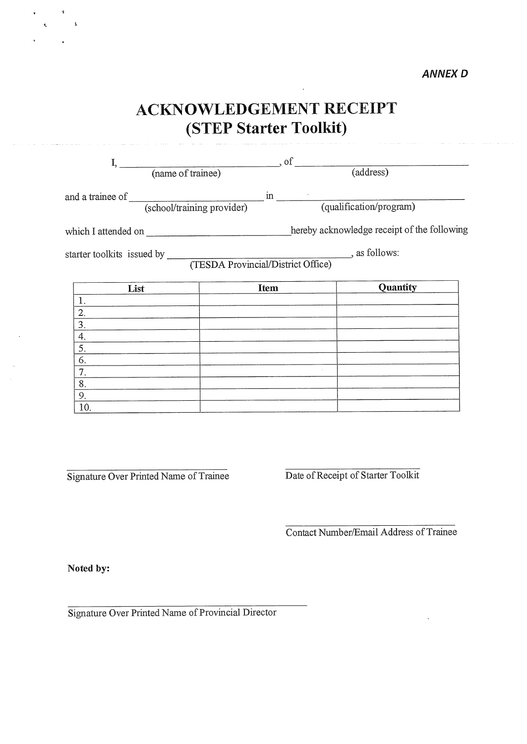*ANNEX D*

# ACKNOWLEDGEMENT RECEIPT
# (STEP Starter Toolkit)

I, ________________________________ (name of trainee), of ________________________________ (address)

and a trainee of ____________________________ (school/training provider) in ________________________________ (qualification/program)

which I attended on ____________________________ hereby acknowledge receipt of the following

starter toolkits issued by ____________________________________ (TESDA Provincial/District Office), as follows:

| List | Item | Quantity |
|---|---|---|
| 1. | | |
| 2. | | |
| 3. | | |
| 4. | | |
| 5. | | |
| 6. | | |
| 7. | | |
| 8. | | |
| 9. | | |
| 10. | | |

________________________________
Signature Over Printed Name of Trainee

________________________________
Date of Receipt of Starter Toolkit

________________________________
Contact Number/Email Address of Trainee

**Noted by:**

________________________________
Signature Over Printed Name of Provincial Director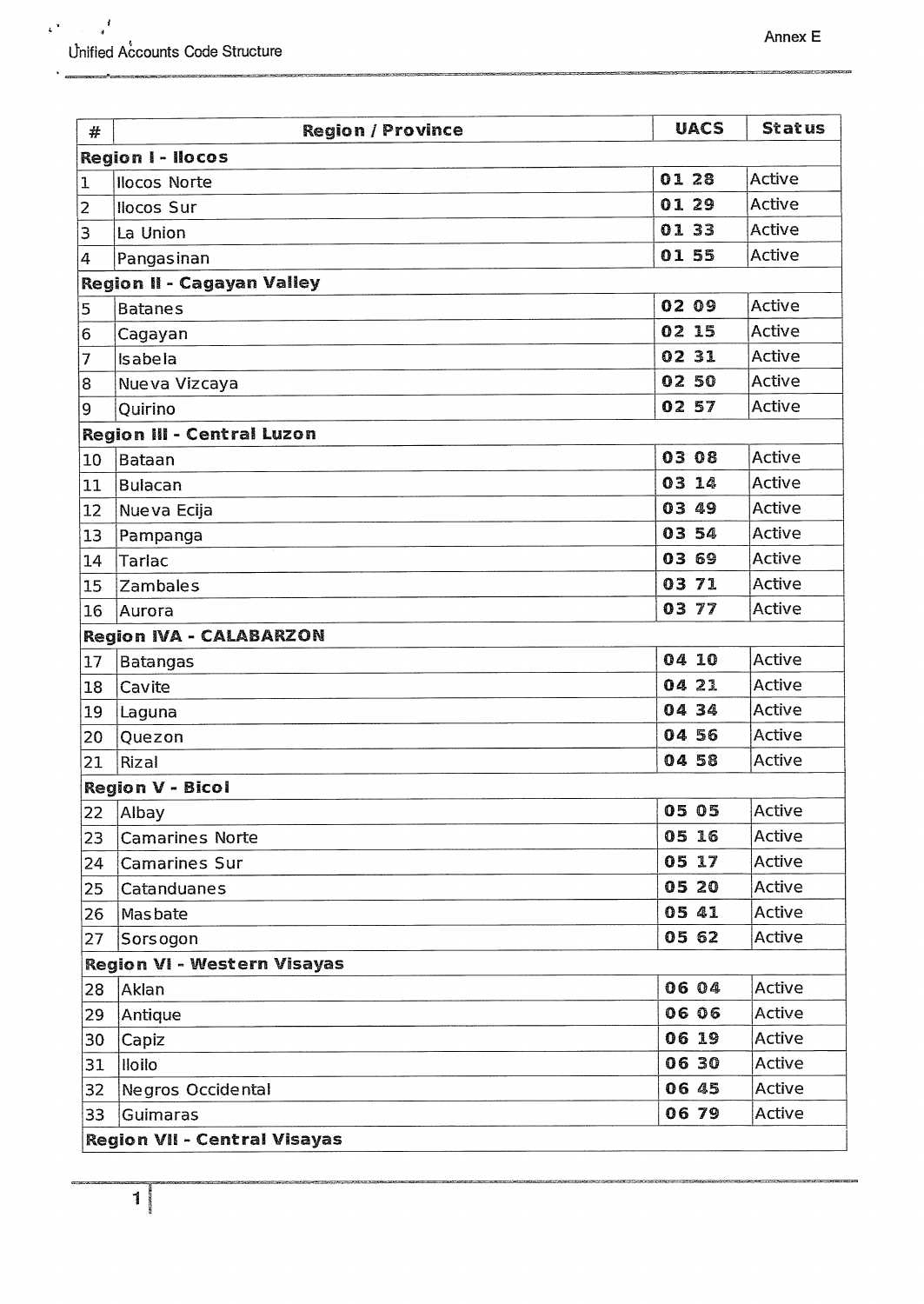| # | Region / Province | UACS | Status |
|---|---|---|---|
| **Region I - Ilocos** | | | |
| 1 | Ilocos Norte | 01 28 | Active |
| 2 | Ilocos Sur | 01 29 | Active |
| 3 | La Union | 01 33 | Active |
| 4 | Pangasinan | 01 55 | Active |
| **Region II - Cagayan Valley** | | | |
| 5 | Batanes | 02 09 | Active |
| 6 | Cagayan | 02 15 | Active |
| 7 | Isabela | 02 31 | Active |
| 8 | Nueva Vizcaya | 02 50 | Active |
| 9 | Quirino | 02 57 | Active |
| **Region III - Central Luzon** | | | |
| 10 | Bataan | 03 08 | Active |
| 11 | Bulacan | 03 14 | Active |
| 12 | Nueva Ecija | 03 49 | Active |
| 13 | Pampanga | 03 54 | Active |
| 14 | Tarlac | 03 69 | Active |
| 15 | Zambales | 03 71 | Active |
| 16 | Aurora | 03 77 | Active |
| **Region IVA - CALABARZON** | | | |
| 17 | Batangas | 04 10 | Active |
| 18 | Cavite | 04 21 | Active |
| 19 | Laguna | 04 34 | Active |
| 20 | Quezon | 04 56 | Active |
| 21 | Rizal | 04 58 | Active |
| **Region V - Bicol** | | | |
| 22 | Albay | 05 05 | Active |
| 23 | Camarines Norte | 05 16 | Active |
| 24 | Camarines Sur | 05 17 | Active |
| 25 | Catanduanes | 05 20 | Active |
| 26 | Masbate | 05 41 | Active |
| 27 | Sorsogon | 05 62 | Active |
| **Region VI - Western Visayas** | | | |
| 28 | Aklan | 06 04 | Active |
| 29 | Antique | 06 06 | Active |
| 30 | Capiz | 06 19 | Active |
| 31 | Iloilo | 06 30 | Active |
| 32 | Negros Occidental | 06 45 | Active |
| 33 | Guimaras | 06 79 | Active |
| **Region VII - Central Visayas** | | | |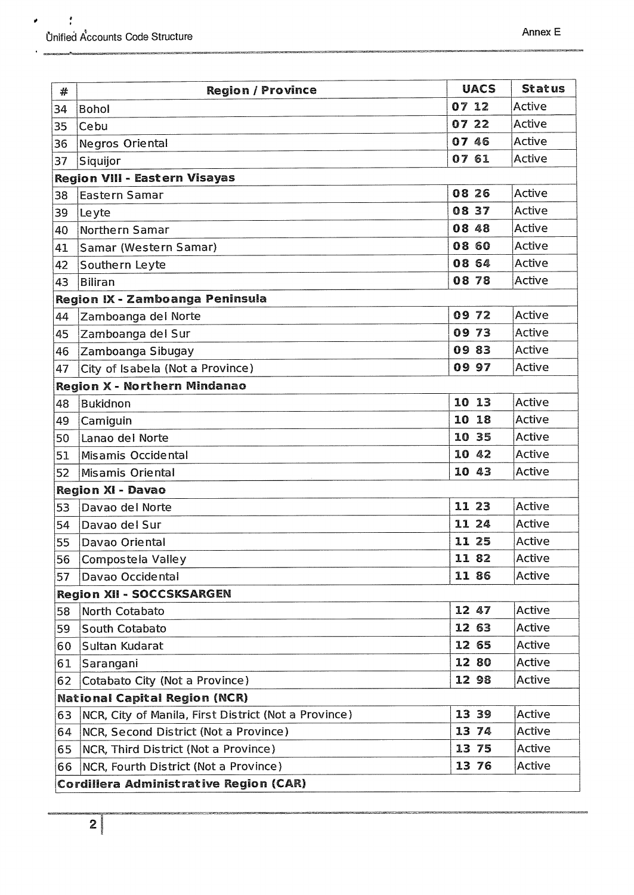| # | Region / Province | UACS | Status |
|---|---|---|---|
| 34 | Bohol | 07 12 | Active |
| 35 | Cebu | 07 22 | Active |
| 36 | Negros Oriental | 07 46 | Active |
| 37 | Siquijor | 07 61 | Active |
| **Region VIII - Eastern Visayas** | | | |
| 38 | Eastern Samar | 08 26 | Active |
| 39 | Leyte | 08 37 | Active |
| 40 | Northern Samar | 08 48 | Active |
| 41 | Samar (Western Samar) | 08 60 | Active |
| 42 | Southern Leyte | 08 64 | Active |
| 43 | Biliran | 08 78 | Active |
| **Region IX - Zamboanga Peninsula** | | | |
| 44 | Zamboanga del Norte | 09 72 | Active |
| 45 | Zamboanga del Sur | 09 73 | Active |
| 46 | Zamboanga Sibugay | 09 83 | Active |
| 47 | City of Isabela (Not a Province) | 09 97 | Active |
| **Region X - Northern Mindanao** | | | |
| 48 | Bukidnon | 10 13 | Active |
| 49 | Camiguin | 10 18 | Active |
| 50 | Lanao del Norte | 10 35 | Active |
| 51 | Misamis Occidental | 10 42 | Active |
| 52 | Misamis Oriental | 10 43 | Active |
| **Region XI - Davao** | | | |
| 53 | Davao del Norte | 11 23 | Active |
| 54 | Davao del Sur | 11 24 | Active |
| 55 | Davao Oriental | 11 25 | Active |
| 56 | Compostela Valley | 11 82 | Active |
| 57 | Davao Occidental | 11 86 | Active |
| **Region XII - SOCCSKSARGEN** | | | |
| 58 | North Cotabato | 12 47 | Active |
| 59 | South Cotabato | 12 63 | Active |
| 60 | Sultan Kudarat | 12 65 | Active |
| 61 | Sarangani | 12 80 | Active |
| 62 | Cotabato City (Not a Province) | 12 98 | Active |
| **National Capital Region (NCR)** | | | |
| 63 | NCR, City of Manila, First District (Not a Province) | 13 39 | Active |
| 64 | NCR, Second District (Not a Province) | 13 74 | Active |
| 65 | NCR, Third District (Not a Province) | 13 75 | Active |
| 66 | NCR, Fourth District (Not a Province) | 13 76 | Active |
| **Cordillera Administrative Region (CAR)** | | | |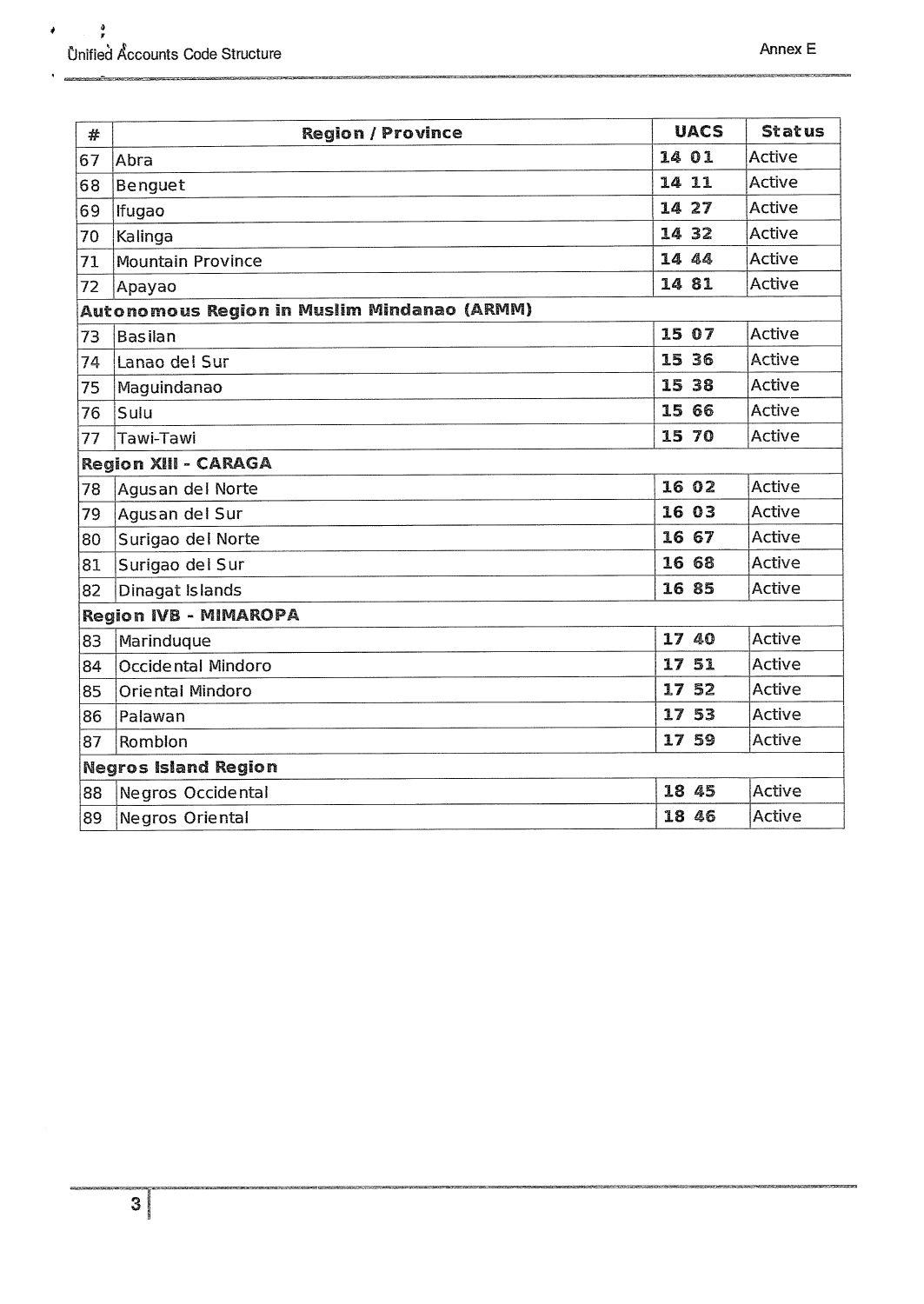| # | Region / Province | UACS | Status |
|---|---|---|---|
| 67 | Abra | **14 01** | Active |
| 68 | Benguet | **14 11** | Active |
| 69 | Ifugao | **14 27** | Active |
| 70 | Kalinga | **14 32** | Active |
| 71 | Mountain Province | **14 44** | Active |
| 72 | Apayao | **14 81** | Active |
| **Autonomous Region in Muslim Mindanao (ARMM)** | | | |
| 73 | Basilan | **15 07** | Active |
| 74 | Lanao del Sur | **15 36** | Active |
| 75 | Maguindanao | **15 38** | Active |
| 76 | Sulu | **15 66** | Active |
| 77 | Tawi-Tawi | **15 70** | Active |
| **Region XIII - CARAGA** | | | |
| 78 | Agusan del Norte | **16 02** | Active |
| 79 | Agusan del Sur | **16 03** | Active |
| 80 | Surigao del Norte | **16 67** | Active |
| 81 | Surigao del Sur | **16 68** | Active |
| 82 | Dinagat Islands | **16 85** | Active |
| **Region IVB - MIMAROPA** | | | |
| 83 | Marinduque | **17 40** | Active |
| 84 | Occidental Mindoro | **17 51** | Active |
| 85 | Oriental Mindoro | **17 52** | Active |
| 86 | Palawan | **17 53** | Active |
| 87 | Romblon | **17 59** | Active |
| **Negros Island Region** | | | |
| 88 | Negros Occidental | **18 45** | Active |
| 89 | Negros Oriental | **18 46** | Active |